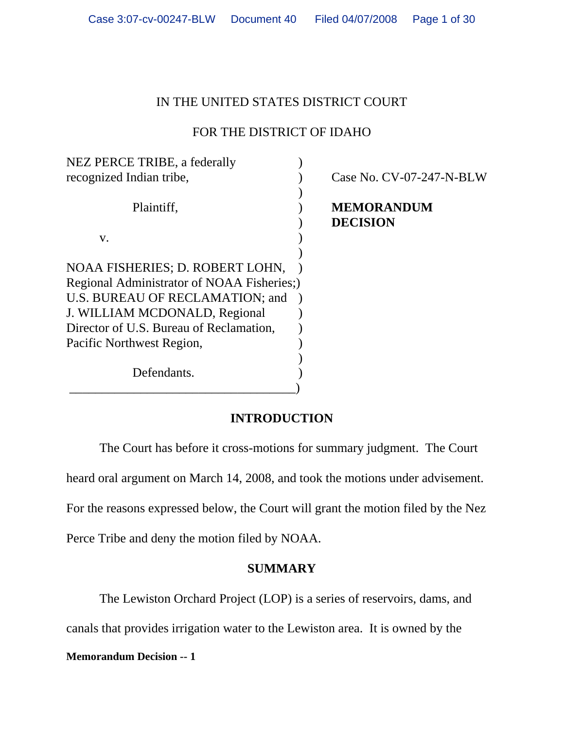IN THE UNITED STATES DISTRICT COURT

FOR THE DISTRICT OF IDAHO

NEZ PERCE TRIBE, a federally recognized Indian tribe,

Plaintiff,

v.

NOAA FISHERIES; D. ROBERT LOHN, Regional Administrator of NOAA Fisheries; U.S. BUREAU OF RECLAMATION; and J. WILLIAM MCDONALD, Regional Director of U.S. Bureau of Reclamation, Pacific Northwest Region,

Defendants.

Case No. CV-07-247-N-BLW

**MEMORANDUM DECISION**

## INTRODUCTION

The Court has before it cross-motions for summary judgment. The Court heard oral argument on March 14, 2008, and took the motions under advisement. For the reasons expressed below, the Court will grant the motion filed by the Nez Perce Tribe and deny the motion filed by NOAA.

## SUMMARY

The Lewiston Orchard Project (LOP) is a series of reservoirs, dams, and canals that provides irrigation water to the Lewiston area. It is owned by the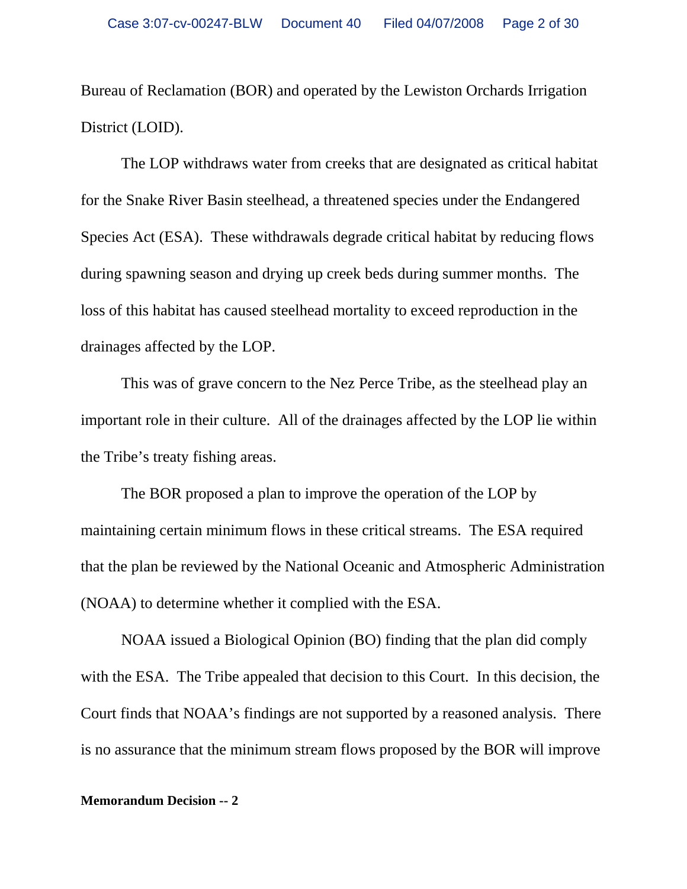Bureau of Reclamation (BOR) and operated by the Lewiston Orchards Irrigation District (LOID).

The LOP withdraws water from creeks that are designated as critical habitat for the Snake River Basin steelhead, a threatened species under the Endangered Species Act (ESA). These withdrawals degrade critical habitat by reducing flows during spawning season and drying up creek beds during summer months. The loss of this habitat has caused steelhead mortality to exceed reproduction in the drainages affected by the LOP.

This was of grave concern to the Nez Perce Tribe, as the steelhead play an important role in their culture. All of the drainages affected by the LOP lie within the Tribe's treaty fishing areas.

The BOR proposed a plan to improve the operation of the LOP by maintaining certain minimum flows in these critical streams. The ESA required that the plan be reviewed by the National Oceanic and Atmospheric Administration (NOAA) to determine whether it complied with the ESA.

NOAA issued a Biological Opinion (BO) finding that the plan did comply with the ESA. The Tribe appealed that decision to this Court. In this decision, the Court finds that NOAA's findings are not supported by a reasoned analysis. There is no assurance that the minimum stream flows proposed by the BOR will improve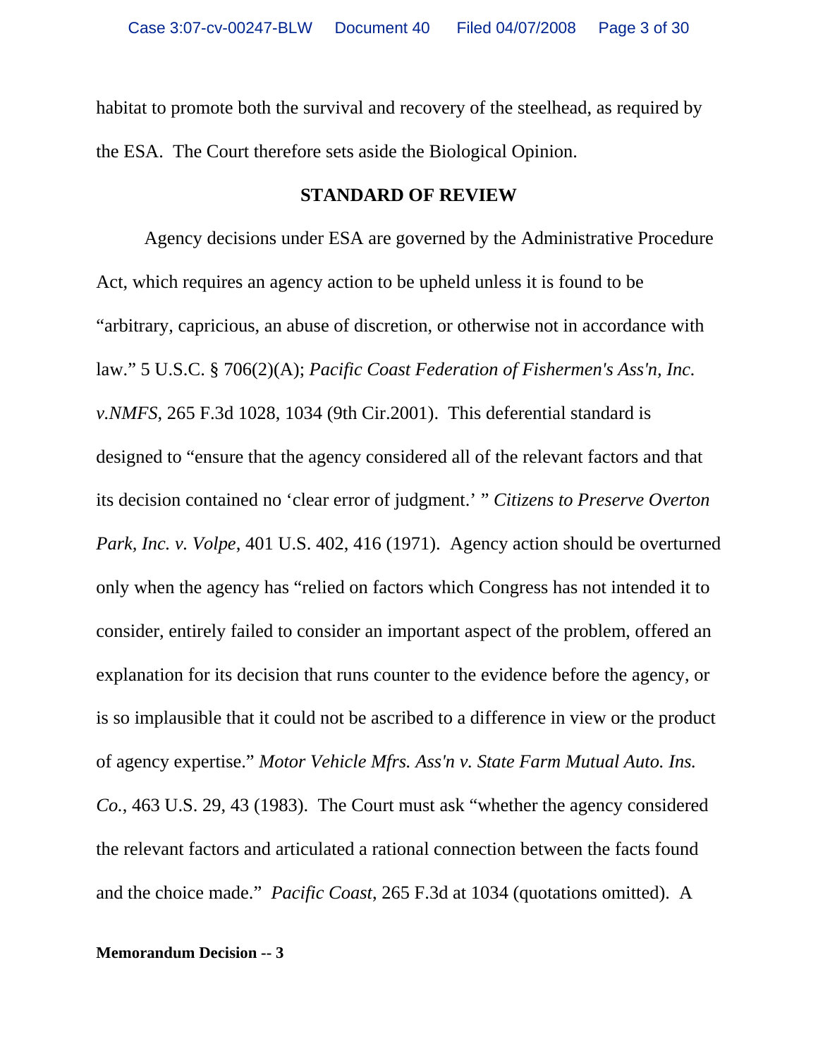habitat to promote both the survival and recovery of the steelhead, as required by the ESA. The Court therefore sets aside the Biological Opinion.

## STANDARD OF REVIEW

Agency decisions under ESA are governed by the Administrative Procedure Act, which requires an agency action to be upheld unless it is found to be "arbitrary, capricious, an abuse of discretion, or otherwise not in accordance with law." 5 U.S.C. § 706(2)(A); *Pacific Coast Federation of Fishermen's Ass'n, Inc. v.NMFS*, 265 F.3d 1028, 1034 (9th Cir.2001). This deferential standard is designed to "ensure that the agency considered all of the relevant factors and that its decision contained no 'clear error of judgment.' " *Citizens to Preserve Overton Park, Inc. v. Volpe*, 401 U.S. 402, 416 (1971). Agency action should be overturned only when the agency has "relied on factors which Congress has not intended it to consider, entirely failed to consider an important aspect of the problem, offered an explanation for its decision that runs counter to the evidence before the agency, or is so implausible that it could not be ascribed to a difference in view or the product of agency expertise." *Motor Vehicle Mfrs. Ass'n v. State Farm Mutual Auto. Ins. Co.*, 463 U.S. 29, 43 (1983). The Court must ask "whether the agency considered the relevant factors and articulated a rational connection between the facts found and the choice made." *Pacific Coast*, 265 F.3d at 1034 (quotations omitted). A

**Memorandum Decision -- 3**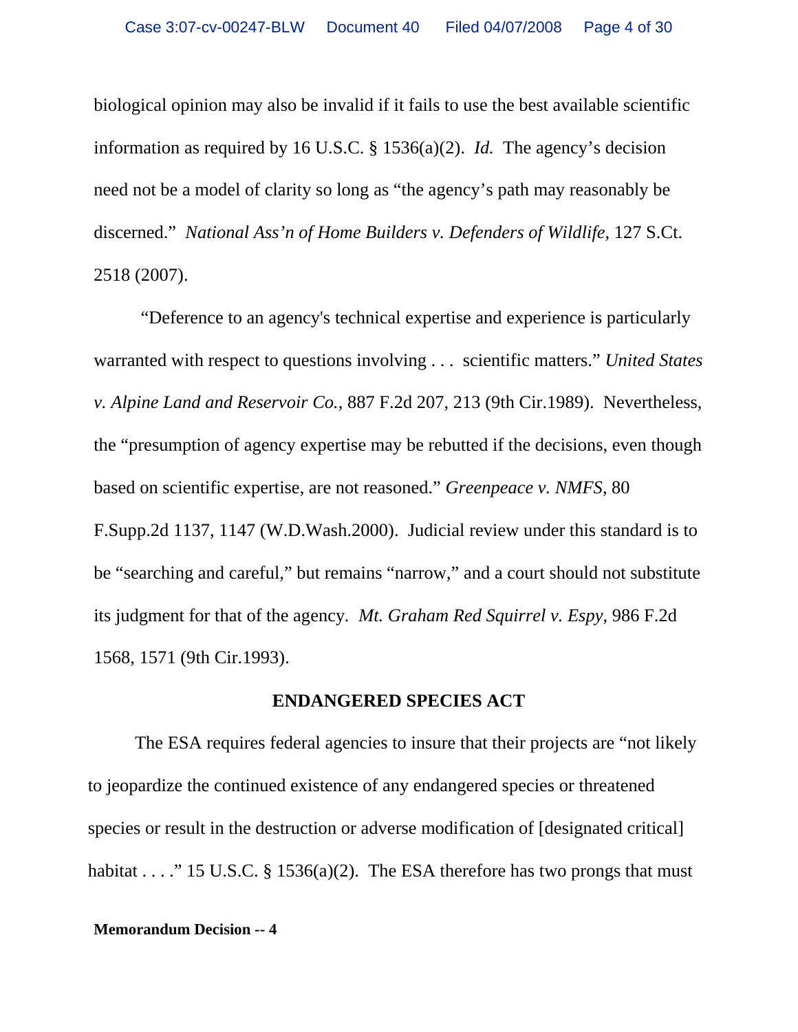biological opinion may also be invalid if it fails to use the best available scientific information as required by 16 U.S.C. § 1536(a)(2). *Id.* The agency's decision need not be a model of clarity so long as "the agency's path may reasonably be discerned." *National Ass'n of Home Builders v. Defenders of Wildlife*, 127 S.Ct. 2518 (2007).

"Deference to an agency's technical expertise and experience is particularly warranted with respect to questions involving . . . scientific matters." *United States v. Alpine Land and Reservoir Co.*, 887 F.2d 207, 213 (9th Cir.1989). Nevertheless, the "presumption of agency expertise may be rebutted if the decisions, even though based on scientific expertise, are not reasoned." *Greenpeace v. NMFS*, 80 F.Supp.2d 1137, 1147 (W.D.Wash.2000). Judicial review under this standard is to be "searching and careful," but remains "narrow," and a court should not substitute its judgment for that of the agency. *Mt. Graham Red Squirrel v. Espy*, 986 F.2d 1568, 1571 (9th Cir.1993).

**ENDANGERED SPECIES ACT**

The ESA requires federal agencies to insure that their projects are "not likely to jeopardize the continued existence of any endangered species or threatened species or result in the destruction or adverse modification of [designated critical] habitat . . . ." 15 U.S.C. § 1536(a)(2). The ESA therefore has two prongs that must

**Memorandum Decision -- 4**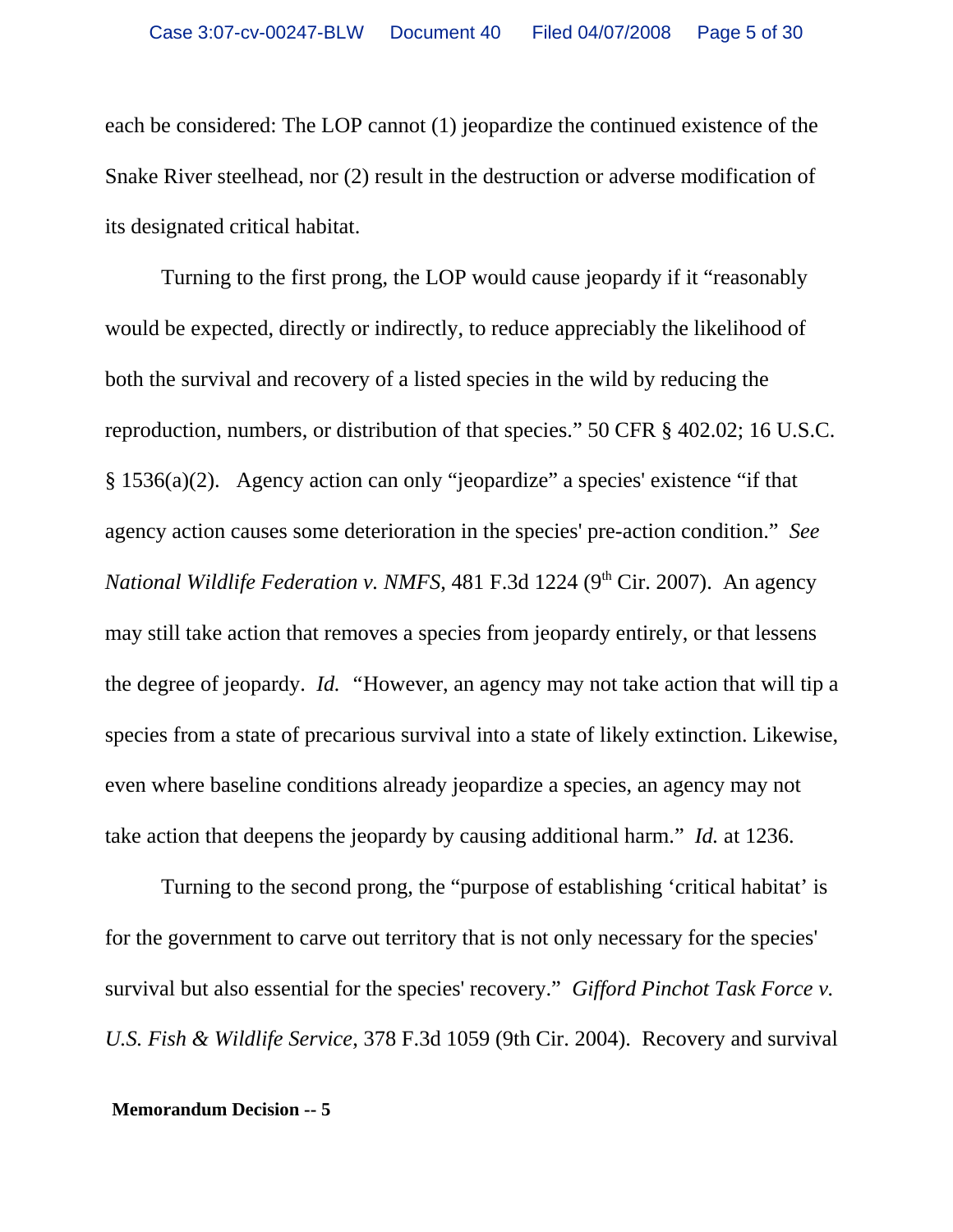each be considered: The LOP cannot (1) jeopardize the continued existence of the Snake River steelhead, nor (2) result in the destruction or adverse modification of its designated critical habitat.

Turning to the first prong, the LOP would cause jeopardy if it "reasonably would be expected, directly or indirectly, to reduce appreciably the likelihood of both the survival and recovery of a listed species in the wild by reducing the reproduction, numbers, or distribution of that species." 50 CFR § 402.02; 16 U.S.C. § 1536(a)(2). Agency action can only "jeopardize" a species' existence "if that agency action causes some deterioration in the species' pre-action condition." *See National Wildlife Federation v. NMFS*, 481 F.3d 1224 (9th Cir. 2007). An agency may still take action that removes a species from jeopardy entirely, or that lessens the degree of jeopardy. *Id.* "However, an agency may not take action that will tip a species from a state of precarious survival into a state of likely extinction. Likewise, even where baseline conditions already jeopardize a species, an agency may not take action that deepens the jeopardy by causing additional harm." *Id.* at 1236.

Turning to the second prong, the "purpose of establishing 'critical habitat' is for the government to carve out territory that is not only necessary for the species' survival but also essential for the species' recovery." *Gifford Pinchot Task Force v. U.S. Fish & Wildlife Service*, 378 F.3d 1059 (9th Cir. 2004). Recovery and survival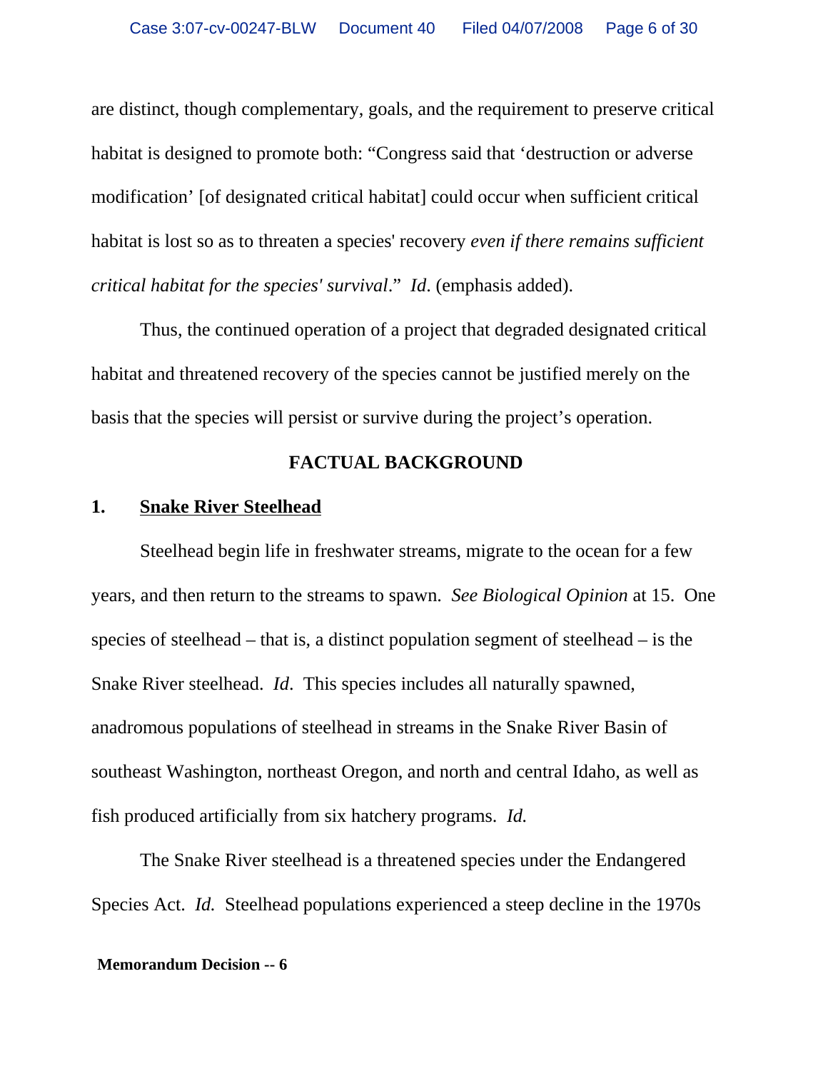are distinct, though complementary, goals, and the requirement to preserve critical habitat is designed to promote both: "Congress said that 'destruction or adverse modification' [of designated critical habitat] could occur when sufficient critical habitat is lost so as to threaten a species' recovery *even if there remains sufficient critical habitat for the species' survival*." *Id*. (emphasis added).

Thus, the continued operation of a project that degraded designated critical habitat and threatened recovery of the species cannot be justified merely on the basis that the species will persist or survive during the project's operation.

## FACTUAL BACKGROUND

### 1. Snake River Steelhead

Steelhead begin life in freshwater streams, migrate to the ocean for a few years, and then return to the streams to spawn. *See Biological Opinion* at 15. One species of steelhead – that is, a distinct population segment of steelhead – is the Snake River steelhead. *Id*. This species includes all naturally spawned, anadromous populations of steelhead in streams in the Snake River Basin of southeast Washington, northeast Oregon, and north and central Idaho, as well as fish produced artificially from six hatchery programs. *Id.*

The Snake River steelhead is a threatened species under the Endangered Species Act. *Id.* Steelhead populations experienced a steep decline in the 1970s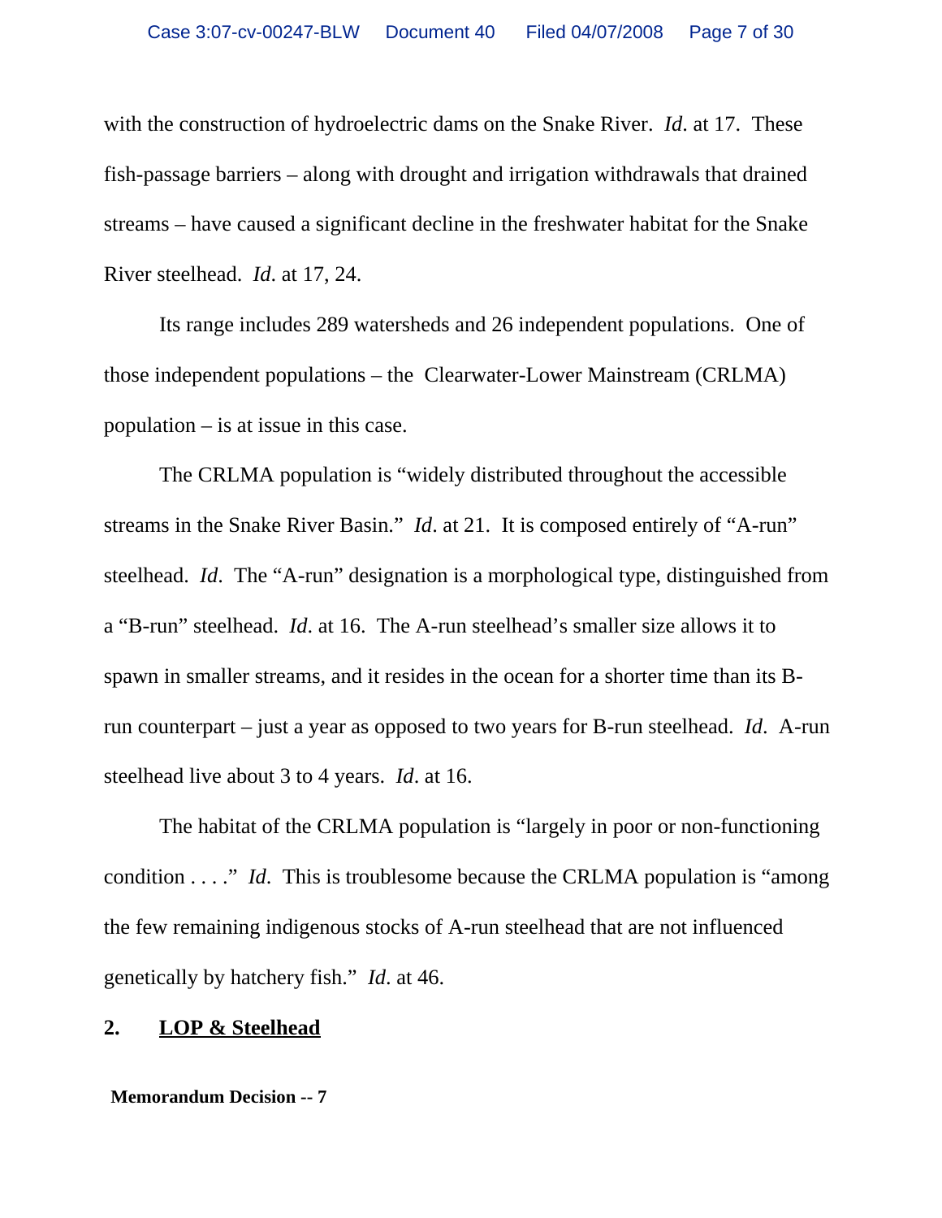with the construction of hydroelectric dams on the Snake River. *Id*. at 17. These fish-passage barriers – along with drought and irrigation withdrawals that drained streams – have caused a significant decline in the freshwater habitat for the Snake River steelhead. *Id*. at 17, 24.

Its range includes 289 watersheds and 26 independent populations. One of those independent populations – the Clearwater-Lower Mainstream (CRLMA) population – is at issue in this case.

The CRLMA population is "widely distributed throughout the accessible streams in the Snake River Basin." *Id*. at 21. It is composed entirely of "A-run" steelhead. *Id*. The "A-run" designation is a morphological type, distinguished from a "B-run" steelhead. *Id*. at 16. The A-run steelhead's smaller size allows it to spawn in smaller streams, and it resides in the ocean for a shorter time than its B-run counterpart – just a year as opposed to two years for B-run steelhead. *Id*. A-run steelhead live about 3 to 4 years. *Id*. at 16.

The habitat of the CRLMA population is "largely in poor or non-functioning condition . . . ." *Id*. This is troublesome because the CRLMA population is "among the few remaining indigenous stocks of A-run steelhead that are not influenced genetically by hatchery fish." *Id*. at 46.

**2. <u>LOP & Steelhead</u>**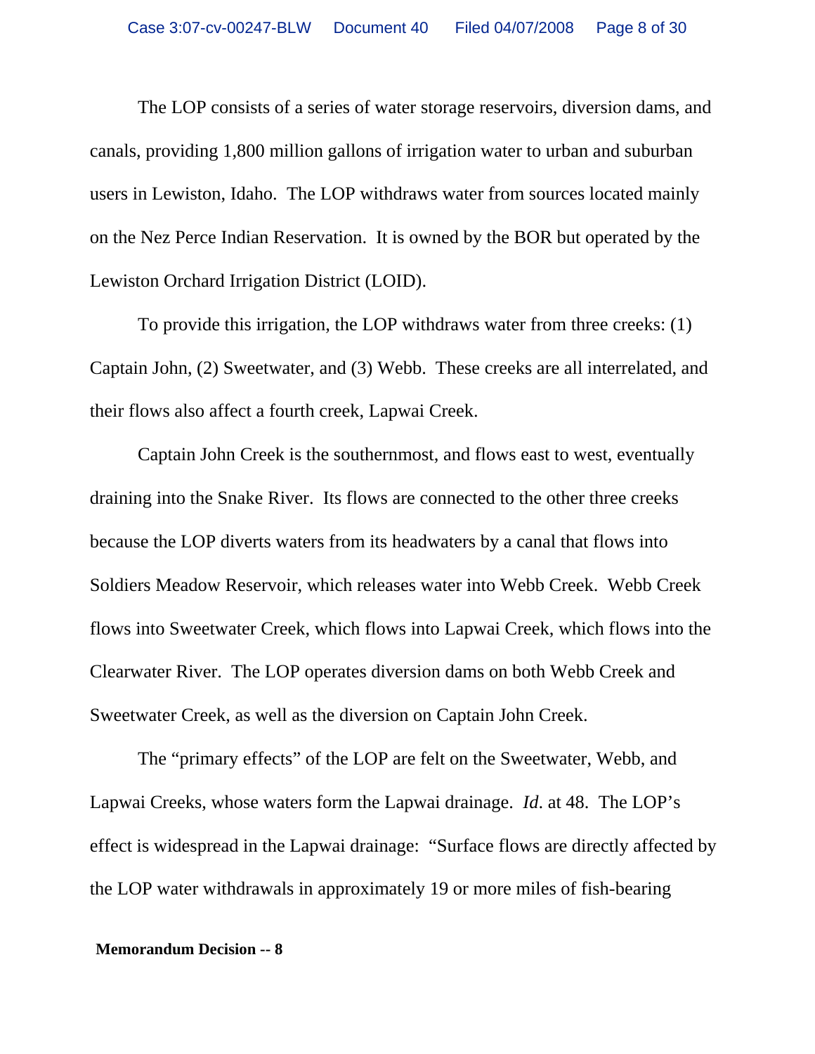The LOP consists of a series of water storage reservoirs, diversion dams, and canals, providing 1,800 million gallons of irrigation water to urban and suburban users in Lewiston, Idaho. The LOP withdraws water from sources located mainly on the Nez Perce Indian Reservation. It is owned by the BOR but operated by the Lewiston Orchard Irrigation District (LOID).

To provide this irrigation, the LOP withdraws water from three creeks: (1) Captain John, (2) Sweetwater, and (3) Webb. These creeks are all interrelated, and their flows also affect a fourth creek, Lapwai Creek.

Captain John Creek is the southernmost, and flows east to west, eventually draining into the Snake River. Its flows are connected to the other three creeks because the LOP diverts waters from its headwaters by a canal that flows into Soldiers Meadow Reservoir, which releases water into Webb Creek. Webb Creek flows into Sweetwater Creek, which flows into Lapwai Creek, which flows into the Clearwater River. The LOP operates diversion dams on both Webb Creek and Sweetwater Creek, as well as the diversion on Captain John Creek.

The "primary effects" of the LOP are felt on the Sweetwater, Webb, and Lapwai Creeks, whose waters form the Lapwai drainage. *Id*. at 48. The LOP's effect is widespread in the Lapwai drainage: "Surface flows are directly affected by the LOP water withdrawals in approximately 19 or more miles of fish-bearing

**Memorandum Decision -- 8**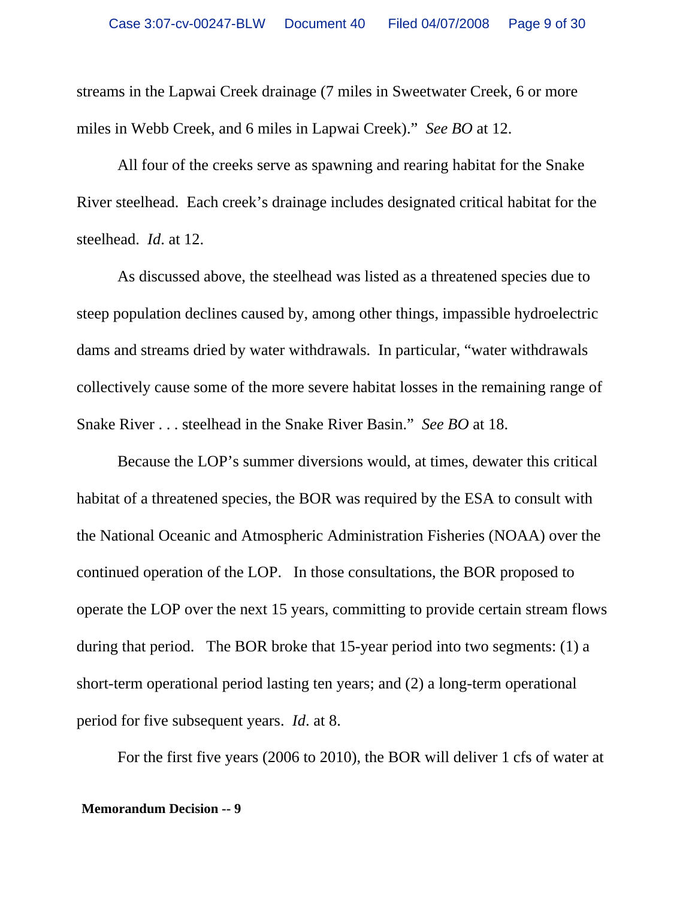streams in the Lapwai Creek drainage (7 miles in Sweetwater Creek, 6 or more miles in Webb Creek, and 6 miles in Lapwai Creek)." *See BO* at 12.

All four of the creeks serve as spawning and rearing habitat for the Snake River steelhead. Each creek's drainage includes designated critical habitat for the steelhead. *Id*. at 12.

As discussed above, the steelhead was listed as a threatened species due to steep population declines caused by, among other things, impassible hydroelectric dams and streams dried by water withdrawals. In particular, "water withdrawals collectively cause some of the more severe habitat losses in the remaining range of Snake River . . . steelhead in the Snake River Basin." *See BO* at 18.

Because the LOP's summer diversions would, at times, dewater this critical habitat of a threatened species, the BOR was required by the ESA to consult with the National Oceanic and Atmospheric Administration Fisheries (NOAA) over the continued operation of the LOP. In those consultations, the BOR proposed to operate the LOP over the next 15 years, committing to provide certain stream flows during that period. The BOR broke that 15-year period into two segments: (1) a short-term operational period lasting ten years; and (2) a long-term operational period for five subsequent years. *Id*. at 8.

For the first five years (2006 to 2010), the BOR will deliver 1 cfs of water at

**Memorandum Decision -- 9**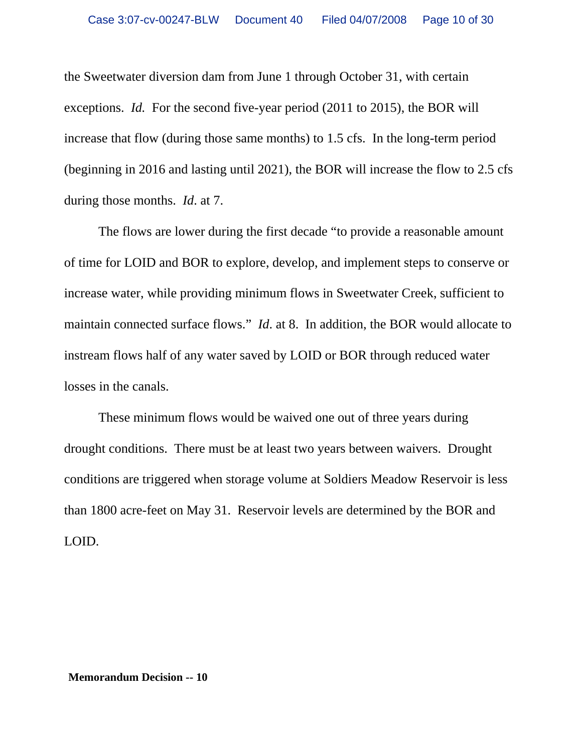the Sweetwater diversion dam from June 1 through October 31, with certain exceptions. *Id.* For the second five-year period (2011 to 2015), the BOR will increase that flow (during those same months) to 1.5 cfs. In the long-term period (beginning in 2016 and lasting until 2021), the BOR will increase the flow to 2.5 cfs during those months. *Id*. at 7.

The flows are lower during the first decade "to provide a reasonable amount of time for LOID and BOR to explore, develop, and implement steps to conserve or increase water, while providing minimum flows in Sweetwater Creek, sufficient to maintain connected surface flows." *Id*. at 8. In addition, the BOR would allocate to instream flows half of any water saved by LOID or BOR through reduced water losses in the canals.

These minimum flows would be waived one out of three years during drought conditions. There must be at least two years between waivers. Drought conditions are triggered when storage volume at Soldiers Meadow Reservoir is less than 1800 acre-feet on May 31. Reservoir levels are determined by the BOR and LOID.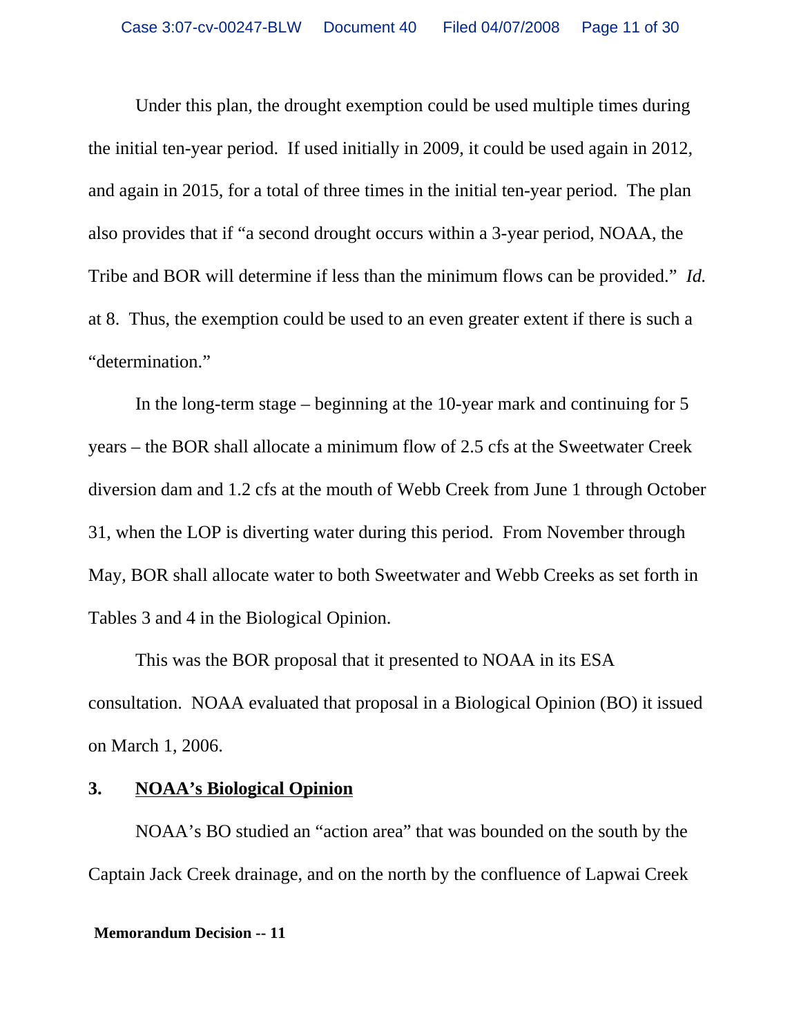Under this plan, the drought exemption could be used multiple times during the initial ten-year period. If used initially in 2009, it could be used again in 2012, and again in 2015, for a total of three times in the initial ten-year period. The plan also provides that if "a second drought occurs within a 3-year period, NOAA, the Tribe and BOR will determine if less than the minimum flows can be provided." *Id.* at 8. Thus, the exemption could be used to an even greater extent if there is such a "determination."

In the long-term stage – beginning at the 10-year mark and continuing for 5 years – the BOR shall allocate a minimum flow of 2.5 cfs at the Sweetwater Creek diversion dam and 1.2 cfs at the mouth of Webb Creek from June 1 through October 31, when the LOP is diverting water during this period. From November through May, BOR shall allocate water to both Sweetwater and Webb Creeks as set forth in Tables 3 and 4 in the Biological Opinion.

This was the BOR proposal that it presented to NOAA in its ESA consultation. NOAA evaluated that proposal in a Biological Opinion (BO) it issued on March 1, 2006.

### 3. NOAA's Biological Opinion

NOAA's BO studied an "action area" that was bounded on the south by the Captain Jack Creek drainage, and on the north by the confluence of Lapwai Creek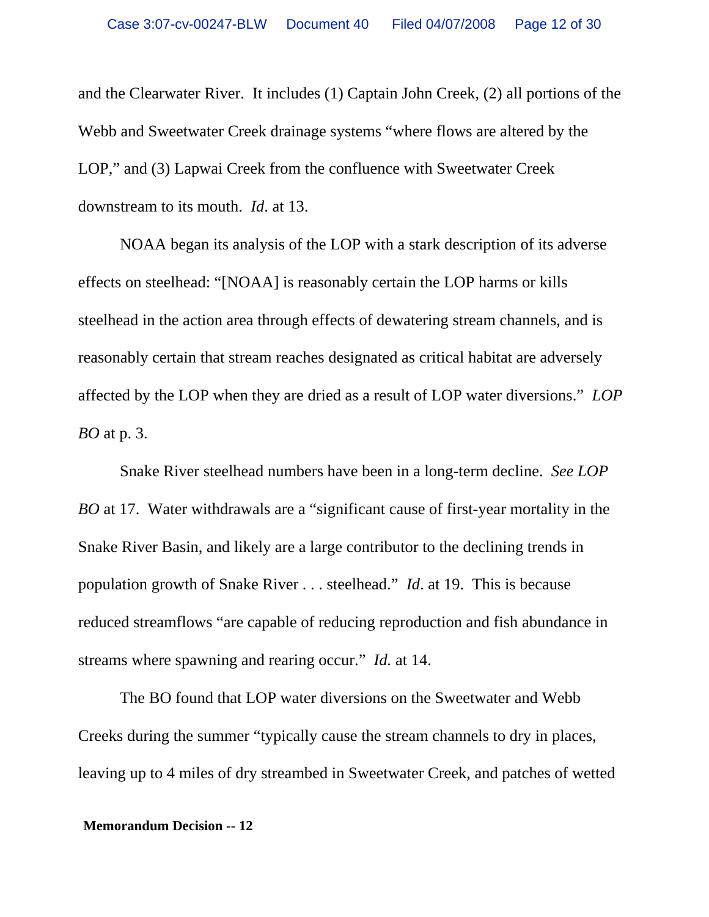and the Clearwater River. It includes (1) Captain John Creek, (2) all portions of the Webb and Sweetwater Creek drainage systems "where flows are altered by the LOP," and (3) Lapwai Creek from the confluence with Sweetwater Creek downstream to its mouth. *Id.* at 13.

NOAA began its analysis of the LOP with a stark description of its adverse effects on steelhead: "[NOAA] is reasonably certain the LOP harms or kills steelhead in the action area through effects of dewatering stream channels, and is reasonably certain that stream reaches designated as critical habitat are adversely affected by the LOP when they are dried as a result of LOP water diversions." *LOP BO* at p. 3.

Snake River steelhead numbers have been in a long-term decline. *See LOP BO* at 17. Water withdrawals are a "significant cause of first-year mortality in the Snake River Basin, and likely are a large contributor to the declining trends in population growth of Snake River . . . steelhead." *Id.* at 19. This is because reduced streamflows "are capable of reducing reproduction and fish abundance in streams where spawning and rearing occur." *Id.* at 14.

The BO found that LOP water diversions on the Sweetwater and Webb Creeks during the summer "typically cause the stream channels to dry in places, leaving up to 4 miles of dry streambed in Sweetwater Creek, and patches of wetted

**Memorandum Decision -- 12**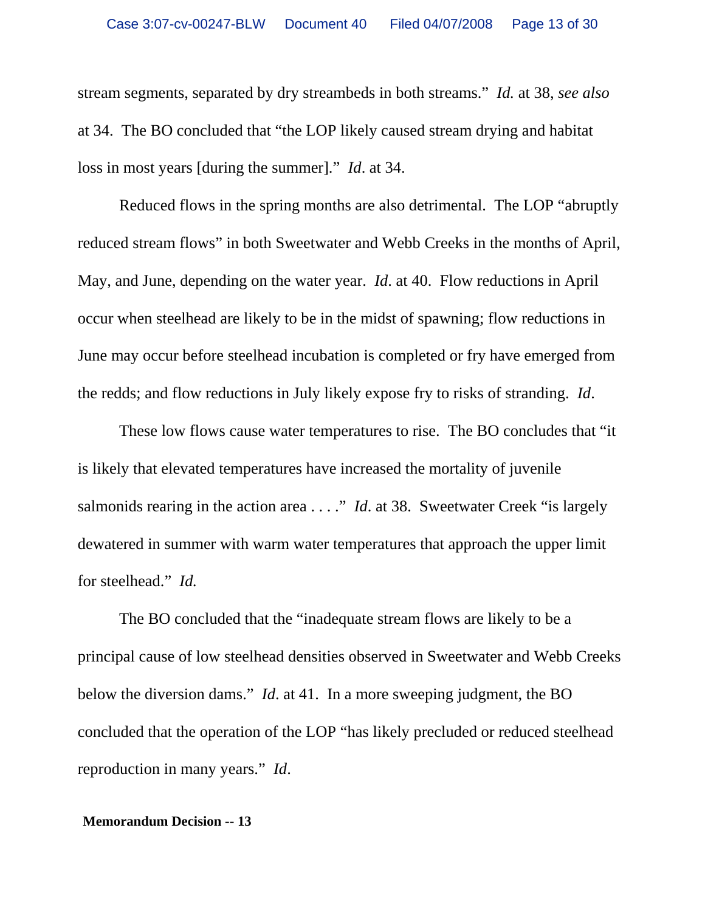stream segments, separated by dry streambeds in both streams." *Id.* at 38, *see also* at 34. The BO concluded that "the LOP likely caused stream drying and habitat loss in most years [during the summer]." *Id*. at 34.

Reduced flows in the spring months are also detrimental. The LOP "abruptly reduced stream flows" in both Sweetwater and Webb Creeks in the months of April, May, and June, depending on the water year. *Id*. at 40. Flow reductions in April occur when steelhead are likely to be in the midst of spawning; flow reductions in June may occur before steelhead incubation is completed or fry have emerged from the redds; and flow reductions in July likely expose fry to risks of stranding. *Id*.

These low flows cause water temperatures to rise. The BO concludes that "it is likely that elevated temperatures have increased the mortality of juvenile salmonids rearing in the action area . . . ." *Id*. at 38. Sweetwater Creek "is largely dewatered in summer with warm water temperatures that approach the upper limit for steelhead." *Id.*

The BO concluded that the "inadequate stream flows are likely to be a principal cause of low steelhead densities observed in Sweetwater and Webb Creeks below the diversion dams." *Id*. at 41. In a more sweeping judgment, the BO concluded that the operation of the LOP "has likely precluded or reduced steelhead reproduction in many years." *Id*.

**Memorandum Decision -- 13**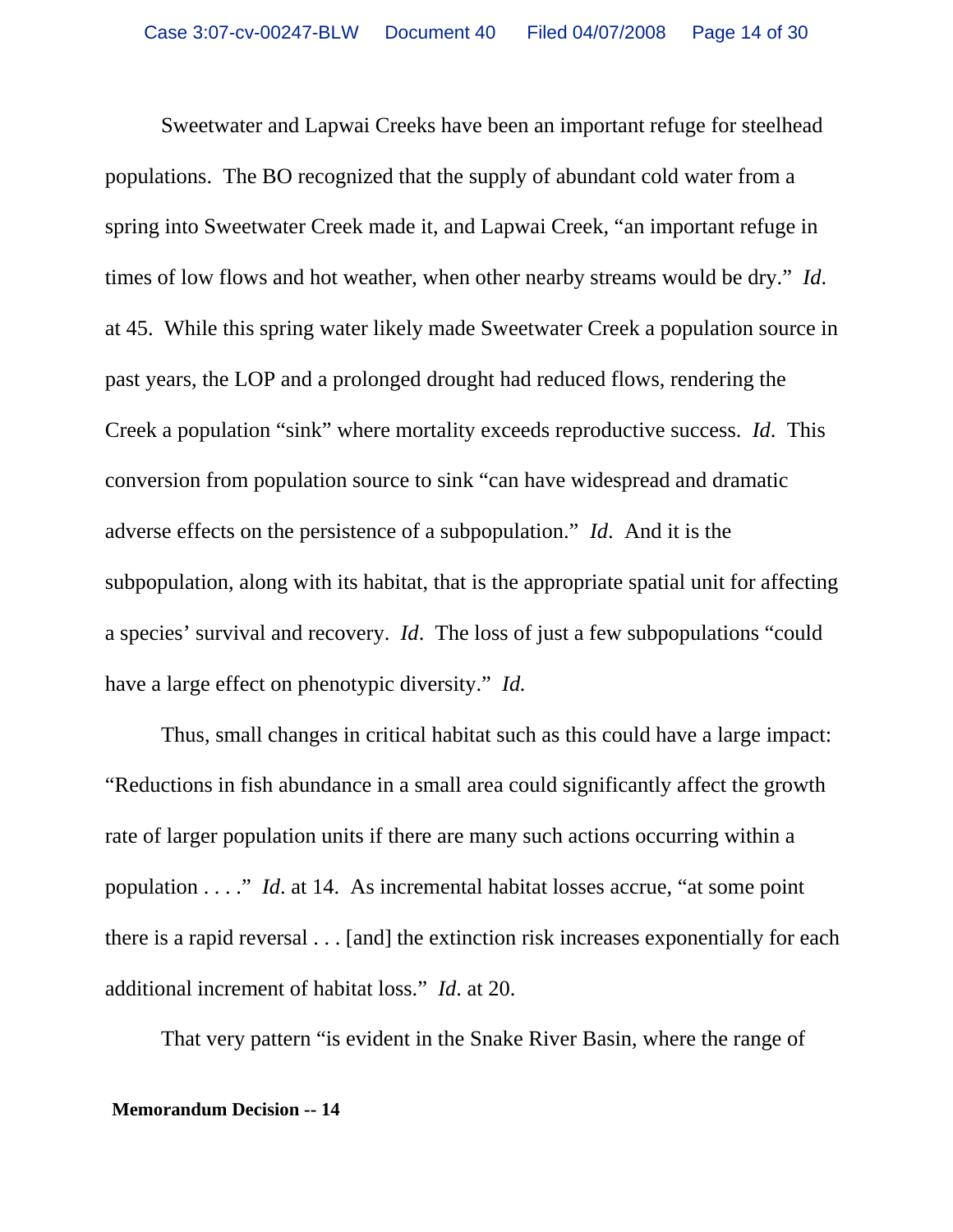Sweetwater and Lapwai Creeks have been an important refuge for steelhead populations. The BO recognized that the supply of abundant cold water from a spring into Sweetwater Creek made it, and Lapwai Creek, "an important refuge in times of low flows and hot weather, when other nearby streams would be dry." *Id*. at 45. While this spring water likely made Sweetwater Creek a population source in past years, the LOP and a prolonged drought had reduced flows, rendering the Creek a population "sink" where mortality exceeds reproductive success. *Id*. This conversion from population source to sink "can have widespread and dramatic adverse effects on the persistence of a subpopulation." *Id*. And it is the subpopulation, along with its habitat, that is the appropriate spatial unit for affecting a species' survival and recovery. *Id*. The loss of just a few subpopulations "could have a large effect on phenotypic diversity." *Id.*

Thus, small changes in critical habitat such as this could have a large impact: "Reductions in fish abundance in a small area could significantly affect the growth rate of larger population units if there are many such actions occurring within a population . . . ." *Id*. at 14. As incremental habitat losses accrue, "at some point there is a rapid reversal . . . [and] the extinction risk increases exponentially for each additional increment of habitat loss." *Id*. at 20.

That very pattern "is evident in the Snake River Basin, where the range of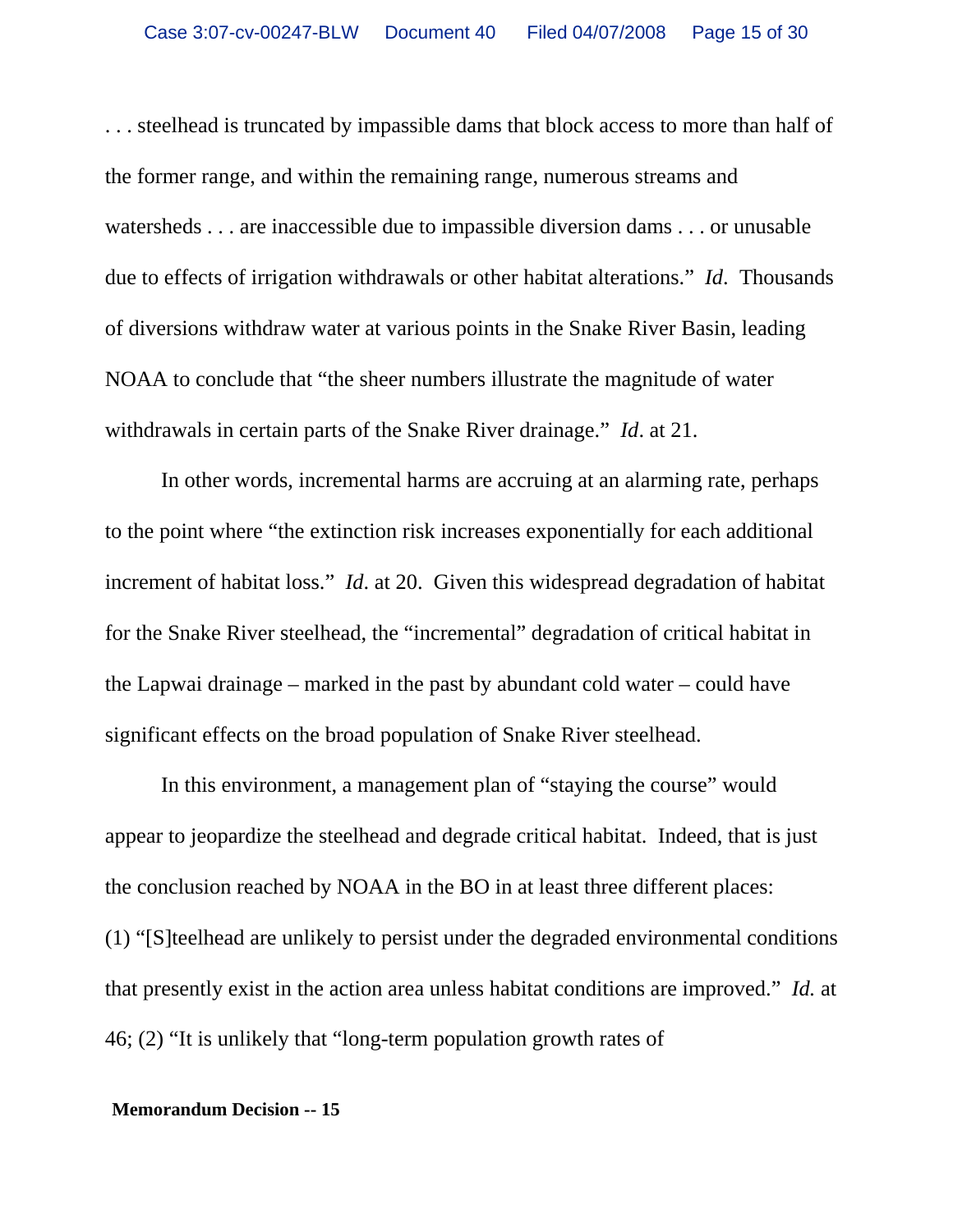. . . steelhead is truncated by impassible dams that block access to more than half of the former range, and within the remaining range, numerous streams and watersheds . . . are inaccessible due to impassible diversion dams . . . or unusable due to effects of irrigation withdrawals or other habitat alterations." *Id*. Thousands of diversions withdraw water at various points in the Snake River Basin, leading NOAA to conclude that "the sheer numbers illustrate the magnitude of water withdrawals in certain parts of the Snake River drainage." *Id*. at 21.

In other words, incremental harms are accruing at an alarming rate, perhaps to the point where "the extinction risk increases exponentially for each additional increment of habitat loss." *Id*. at 20. Given this widespread degradation of habitat for the Snake River steelhead, the "incremental" degradation of critical habitat in the Lapwai drainage – marked in the past by abundant cold water – could have significant effects on the broad population of Snake River steelhead.

In this environment, a management plan of "staying the course" would appear to jeopardize the steelhead and degrade critical habitat. Indeed, that is just the conclusion reached by NOAA in the BO in at least three different places: (1) "[S]teelhead are unlikely to persist under the degraded environmental conditions that presently exist in the action area unless habitat conditions are improved." *Id.* at 46; (2) "It is unlikely that "long-term population growth rates of

**Memorandum Decision -- 15**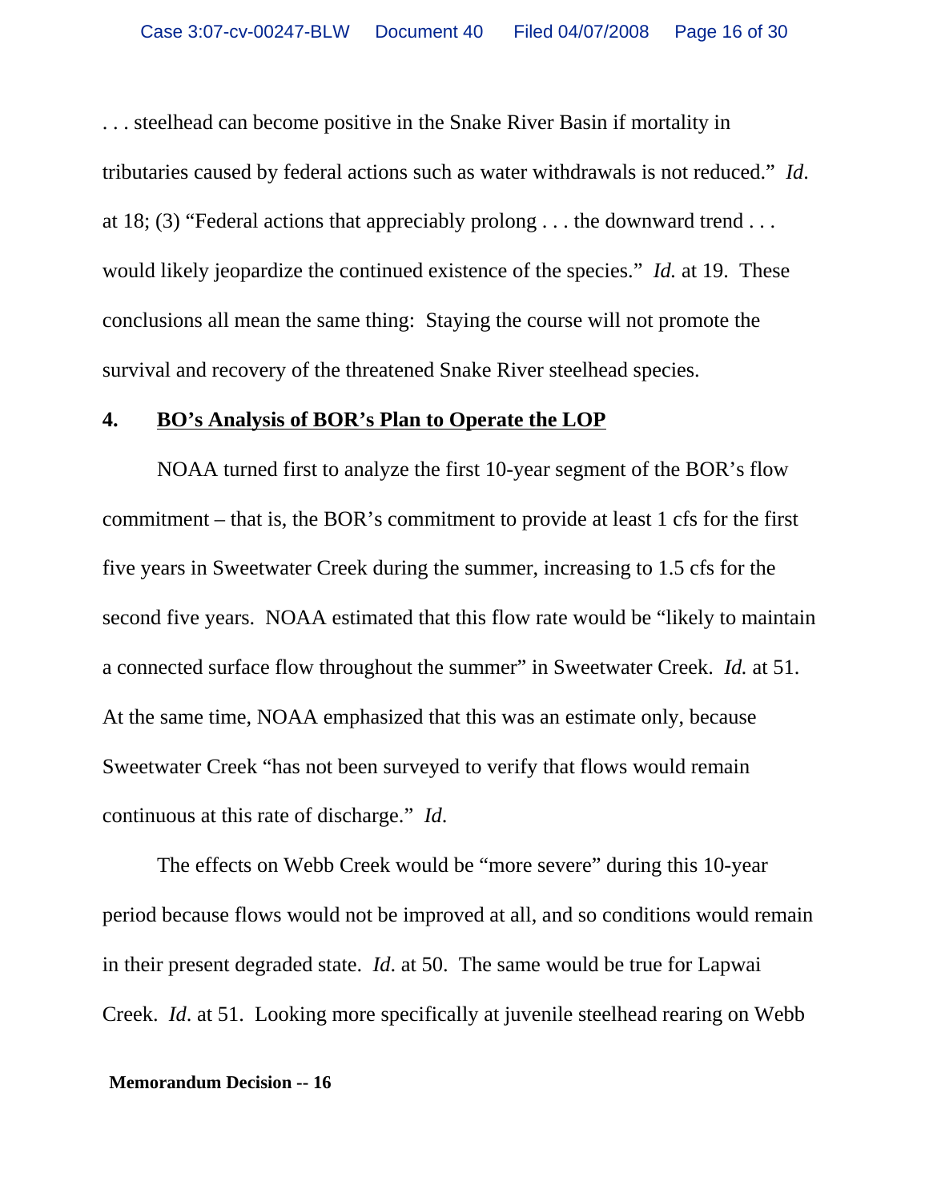. . . steelhead can become positive in the Snake River Basin if mortality in tributaries caused by federal actions such as water withdrawals is not reduced." *Id*. at 18; (3) "Federal actions that appreciably prolong . . . the downward trend . . . would likely jeopardize the continued existence of the species." *Id.* at 19. These conclusions all mean the same thing: Staying the course will not promote the survival and recovery of the threatened Snake River steelhead species.

**4. <u>BO's Analysis of BOR's Plan to Operate the LOP</u>**

NOAA turned first to analyze the first 10-year segment of the BOR's flow commitment – that is, the BOR's commitment to provide at least 1 cfs for the first five years in Sweetwater Creek during the summer, increasing to 1.5 cfs for the second five years. NOAA estimated that this flow rate would be "likely to maintain a connected surface flow throughout the summer" in Sweetwater Creek. *Id.* at 51. At the same time, NOAA emphasized that this was an estimate only, because Sweetwater Creek "has not been surveyed to verify that flows would remain continuous at this rate of discharge." *Id*.

The effects on Webb Creek would be "more severe" during this 10-year period because flows would not be improved at all, and so conditions would remain in their present degraded state. *Id*. at 50. The same would be true for Lapwai Creek. *Id*. at 51. Looking more specifically at juvenile steelhead rearing on Webb

**Memorandum Decision -- 16**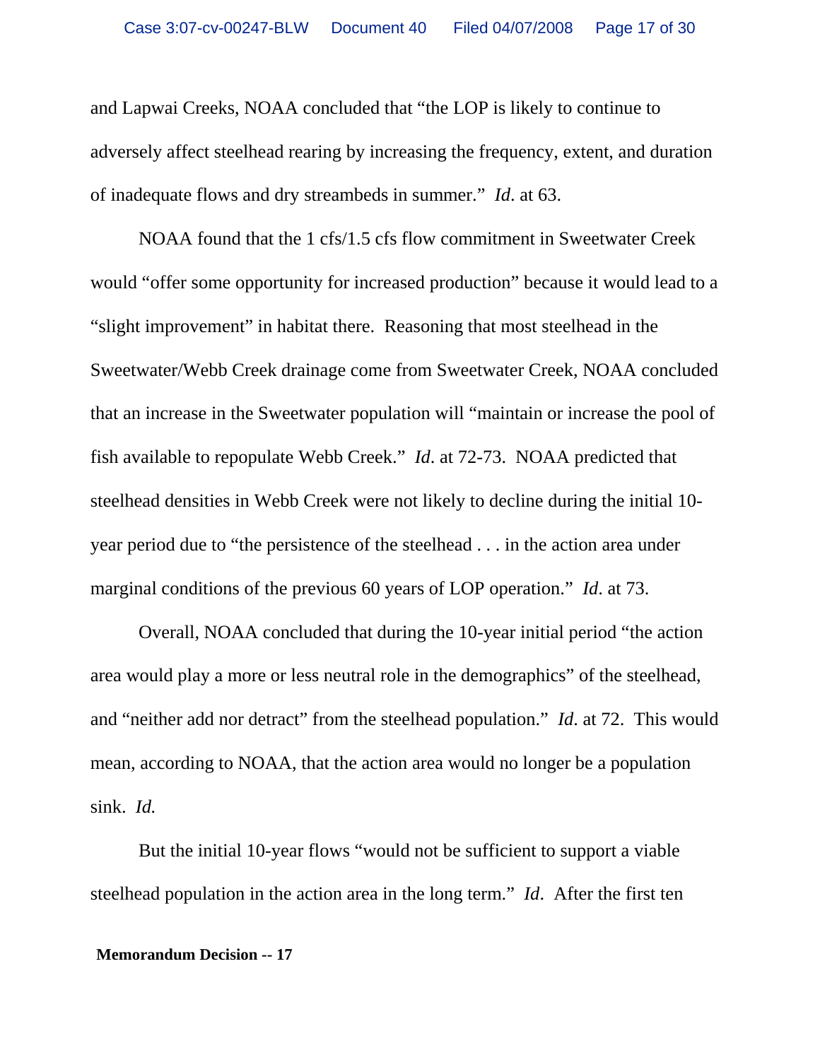and Lapwai Creeks, NOAA concluded that "the LOP is likely to continue to adversely affect steelhead rearing by increasing the frequency, extent, and duration of inadequate flows and dry streambeds in summer." *Id*. at 63.

NOAA found that the 1 cfs/1.5 cfs flow commitment in Sweetwater Creek would "offer some opportunity for increased production" because it would lead to a "slight improvement" in habitat there. Reasoning that most steelhead in the Sweetwater/Webb Creek drainage come from Sweetwater Creek, NOAA concluded that an increase in the Sweetwater population will "maintain or increase the pool of fish available to repopulate Webb Creek." *Id*. at 72-73. NOAA predicted that steelhead densities in Webb Creek were not likely to decline during the initial 10-year period due to "the persistence of the steelhead . . . in the action area under marginal conditions of the previous 60 years of LOP operation." *Id*. at 73.

Overall, NOAA concluded that during the 10-year initial period "the action area would play a more or less neutral role in the demographics" of the steelhead, and "neither add nor detract" from the steelhead population." *Id*. at 72. This would mean, according to NOAA, that the action area would no longer be a population sink. *Id.*

But the initial 10-year flows "would not be sufficient to support a viable steelhead population in the action area in the long term." *Id*. After the first ten

**Memorandum Decision -- 17**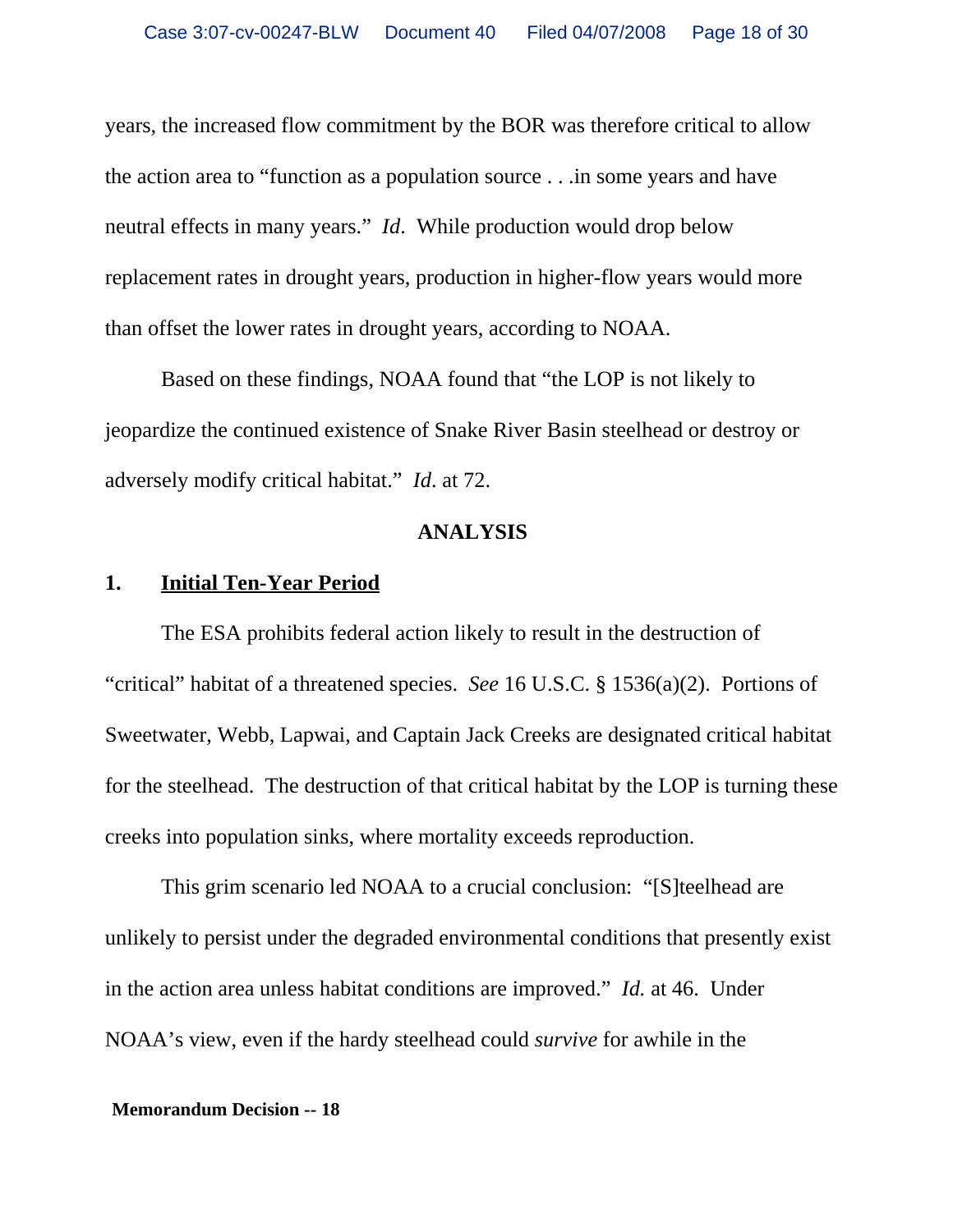years, the increased flow commitment by the BOR was therefore critical to allow the action area to "function as a population source . . .in some years and have neutral effects in many years." *Id*. While production would drop below replacement rates in drought years, production in higher-flow years would more than offset the lower rates in drought years, according to NOAA.

Based on these findings, NOAA found that "the LOP is not likely to jeopardize the continued existence of Snake River Basin steelhead or destroy or adversely modify critical habitat." *Id*. at 72.

## ANALYSIS

### 1. Initial Ten-Year Period

The ESA prohibits federal action likely to result in the destruction of "critical" habitat of a threatened species. *See* 16 U.S.C. § 1536(a)(2). Portions of Sweetwater, Webb, Lapwai, and Captain Jack Creeks are designated critical habitat for the steelhead. The destruction of that critical habitat by the LOP is turning these creeks into population sinks, where mortality exceeds reproduction.

This grim scenario led NOAA to a crucial conclusion: "[S]teelhead are unlikely to persist under the degraded environmental conditions that presently exist in the action area unless habitat conditions are improved." *Id.* at 46. Under NOAA's view, even if the hardy steelhead could *survive* for awhile in the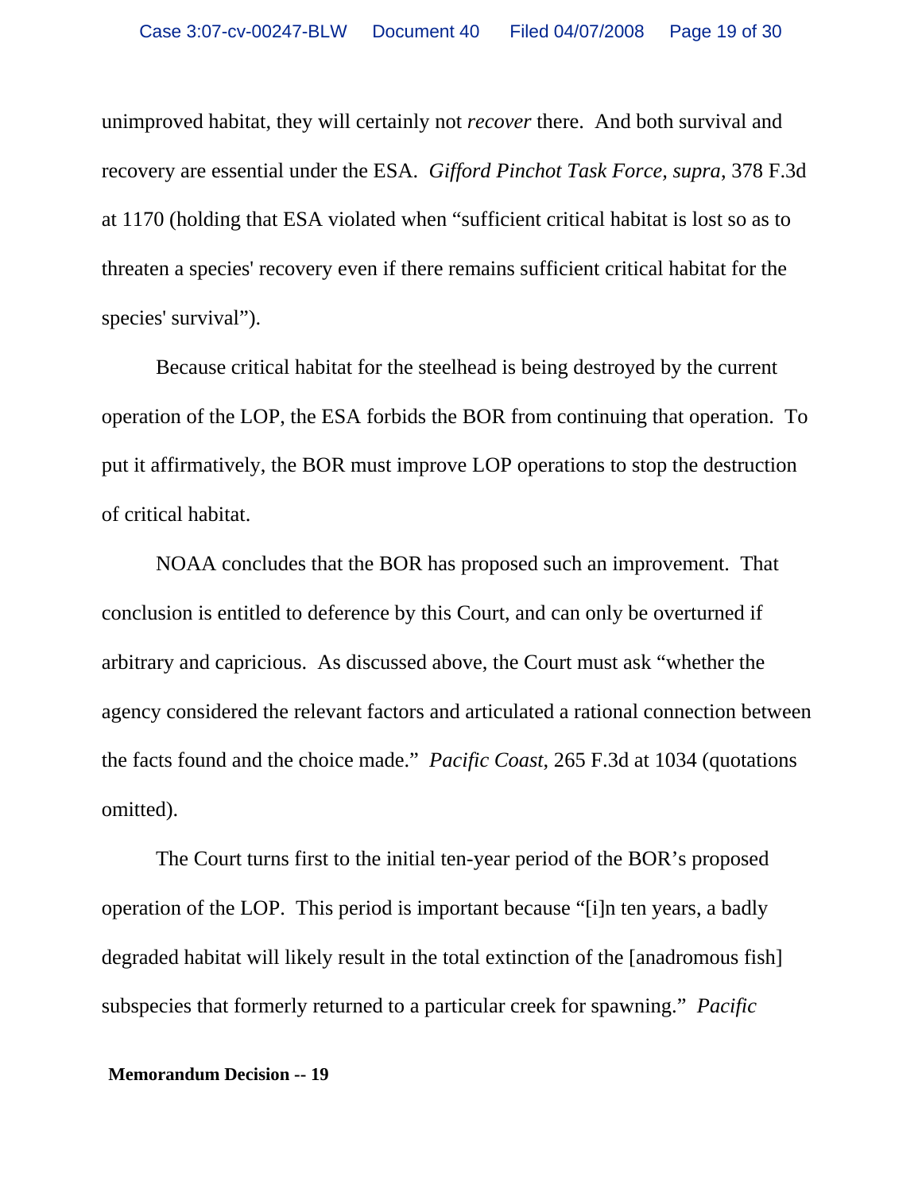unimproved habitat, they will certainly not *recover* there. And both survival and recovery are essential under the ESA. *Gifford Pinchot Task Force, supra*, 378 F.3d at 1170 (holding that ESA violated when "sufficient critical habitat is lost so as to threaten a species' recovery even if there remains sufficient critical habitat for the species' survival").

Because critical habitat for the steelhead is being destroyed by the current operation of the LOP, the ESA forbids the BOR from continuing that operation. To put it affirmatively, the BOR must improve LOP operations to stop the destruction of critical habitat.

NOAA concludes that the BOR has proposed such an improvement. That conclusion is entitled to deference by this Court, and can only be overturned if arbitrary and capricious. As discussed above, the Court must ask "whether the agency considered the relevant factors and articulated a rational connection between the facts found and the choice made." *Pacific Coast*, 265 F.3d at 1034 (quotations omitted).

The Court turns first to the initial ten-year period of the BOR's proposed operation of the LOP. This period is important because "[i]n ten years, a badly degraded habitat will likely result in the total extinction of the [anadromous fish] subspecies that formerly returned to a particular creek for spawning." *Pacific*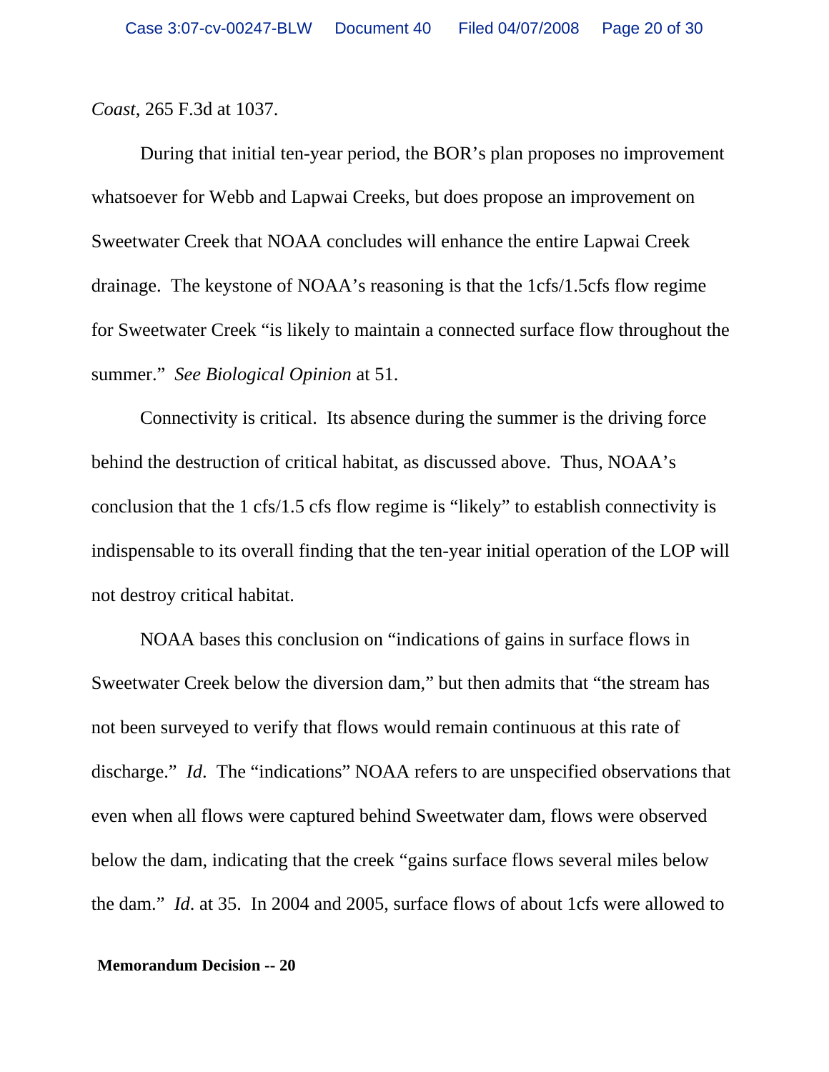*Coast*, 265 F.3d at 1037.

During that initial ten-year period, the BOR's plan proposes no improvement whatsoever for Webb and Lapwai Creeks, but does propose an improvement on Sweetwater Creek that NOAA concludes will enhance the entire Lapwai Creek drainage. The keystone of NOAA's reasoning is that the 1cfs/1.5cfs flow regime for Sweetwater Creek "is likely to maintain a connected surface flow throughout the summer." *See Biological Opinion* at 51.

Connectivity is critical. Its absence during the summer is the driving force behind the destruction of critical habitat, as discussed above. Thus, NOAA's conclusion that the 1 cfs/1.5 cfs flow regime is "likely" to establish connectivity is indispensable to its overall finding that the ten-year initial operation of the LOP will not destroy critical habitat.

NOAA bases this conclusion on "indications of gains in surface flows in Sweetwater Creek below the diversion dam," but then admits that "the stream has not been surveyed to verify that flows would remain continuous at this rate of discharge." *Id*. The "indications" NOAA refers to are unspecified observations that even when all flows were captured behind Sweetwater dam, flows were observed below the dam, indicating that the creek "gains surface flows several miles below the dam." *Id*. at 35. In 2004 and 2005, surface flows of about 1cfs were allowed to

**Memorandum Decision -- 20**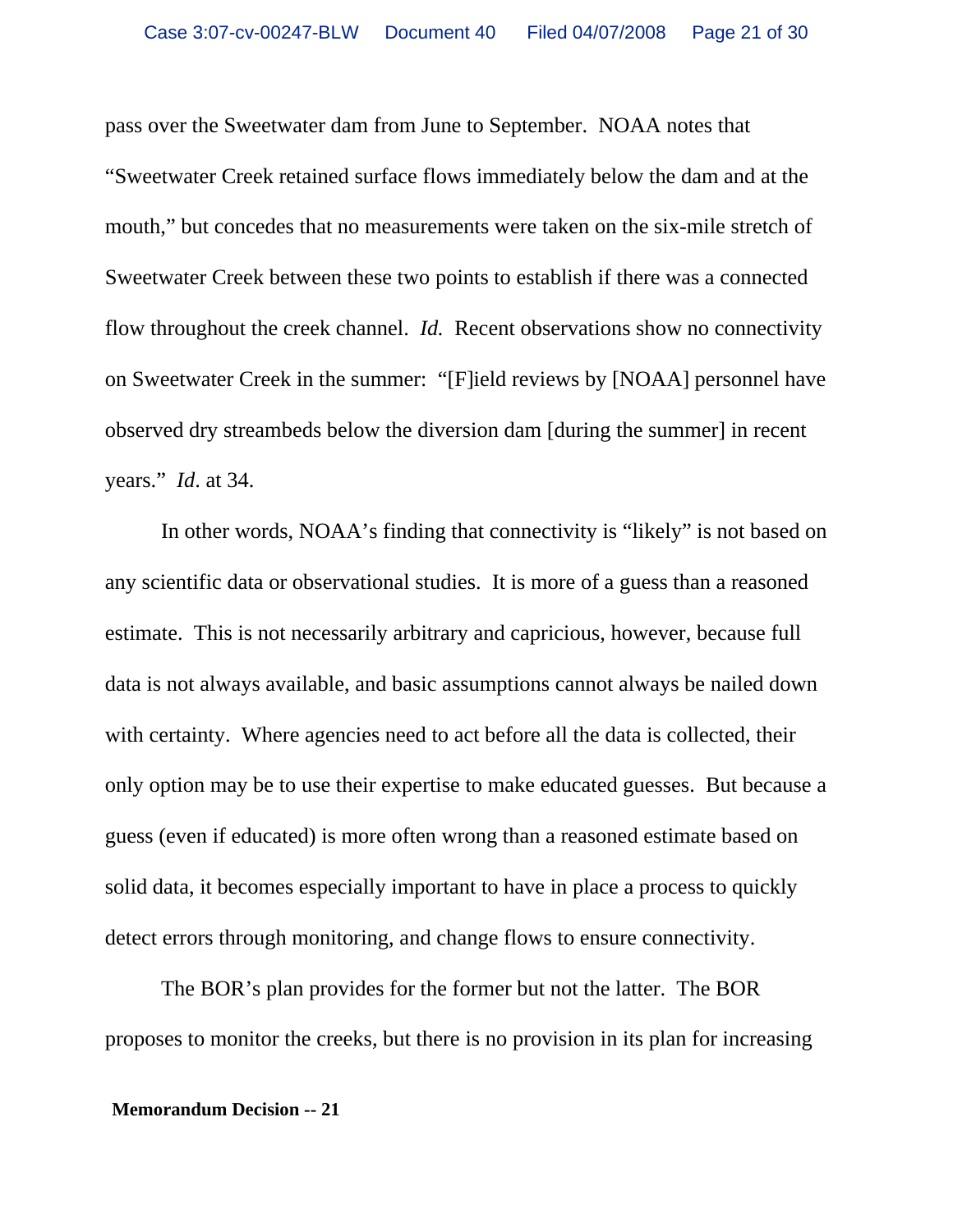pass over the Sweetwater dam from June to September. NOAA notes that "Sweetwater Creek retained surface flows immediately below the dam and at the mouth," but concedes that no measurements were taken on the six-mile stretch of Sweetwater Creek between these two points to establish if there was a connected flow throughout the creek channel. *Id.* Recent observations show no connectivity on Sweetwater Creek in the summer: "[F]ield reviews by [NOAA] personnel have observed dry streambeds below the diversion dam [during the summer] in recent years." *Id*. at 34.

In other words, NOAA's finding that connectivity is "likely" is not based on any scientific data or observational studies. It is more of a guess than a reasoned estimate. This is not necessarily arbitrary and capricious, however, because full data is not always available, and basic assumptions cannot always be nailed down with certainty. Where agencies need to act before all the data is collected, their only option may be to use their expertise to make educated guesses. But because a guess (even if educated) is more often wrong than a reasoned estimate based on solid data, it becomes especially important to have in place a process to quickly detect errors through monitoring, and change flows to ensure connectivity.

The BOR's plan provides for the former but not the latter. The BOR proposes to monitor the creeks, but there is no provision in its plan for increasing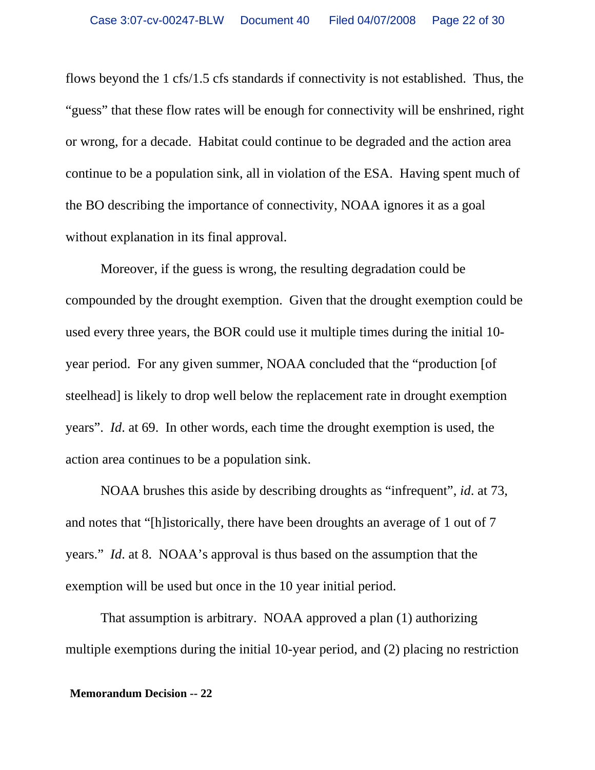flows beyond the 1 cfs/1.5 cfs standards if connectivity is not established. Thus, the "guess" that these flow rates will be enough for connectivity will be enshrined, right or wrong, for a decade. Habitat could continue to be degraded and the action area continue to be a population sink, all in violation of the ESA. Having spent much of the BO describing the importance of connectivity, NOAA ignores it as a goal without explanation in its final approval.

Moreover, if the guess is wrong, the resulting degradation could be compounded by the drought exemption. Given that the drought exemption could be used every three years, the BOR could use it multiple times during the initial 10-year period. For any given summer, NOAA concluded that the "production [of steelhead] is likely to drop well below the replacement rate in drought exemption years". *Id*. at 69. In other words, each time the drought exemption is used, the action area continues to be a population sink.

NOAA brushes this aside by describing droughts as "infrequent", *id*. at 73, and notes that "[h]istorically, there have been droughts an average of 1 out of 7 years." *Id*. at 8. NOAA's approval is thus based on the assumption that the exemption will be used but once in the 10 year initial period.

That assumption is arbitrary. NOAA approved a plan (1) authorizing multiple exemptions during the initial 10-year period, and (2) placing no restriction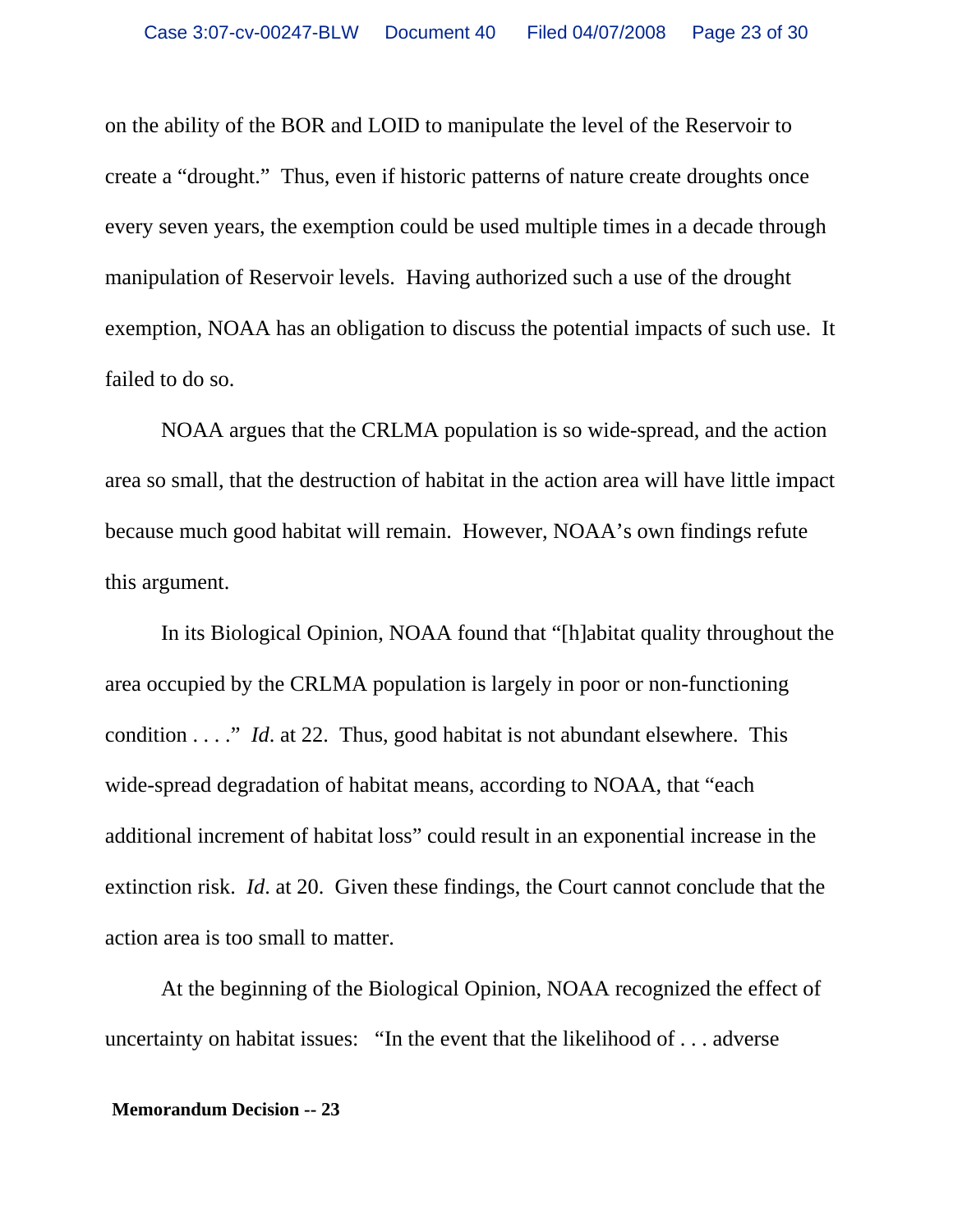on the ability of the BOR and LOID to manipulate the level of the Reservoir to create a "drought." Thus, even if historic patterns of nature create droughts once every seven years, the exemption could be used multiple times in a decade through manipulation of Reservoir levels. Having authorized such a use of the drought exemption, NOAA has an obligation to discuss the potential impacts of such use. It failed to do so.

NOAA argues that the CRLMA population is so wide-spread, and the action area so small, that the destruction of habitat in the action area will have little impact because much good habitat will remain. However, NOAA's own findings refute this argument.

In its Biological Opinion, NOAA found that "[h]abitat quality throughout the area occupied by the CRLMA population is largely in poor or non-functioning condition . . . ." *Id*. at 22. Thus, good habitat is not abundant elsewhere. This wide-spread degradation of habitat means, according to NOAA, that "each additional increment of habitat loss" could result in an exponential increase in the extinction risk. *Id*. at 20. Given these findings, the Court cannot conclude that the action area is too small to matter.

At the beginning of the Biological Opinion, NOAA recognized the effect of uncertainty on habitat issues: "In the event that the likelihood of . . . adverse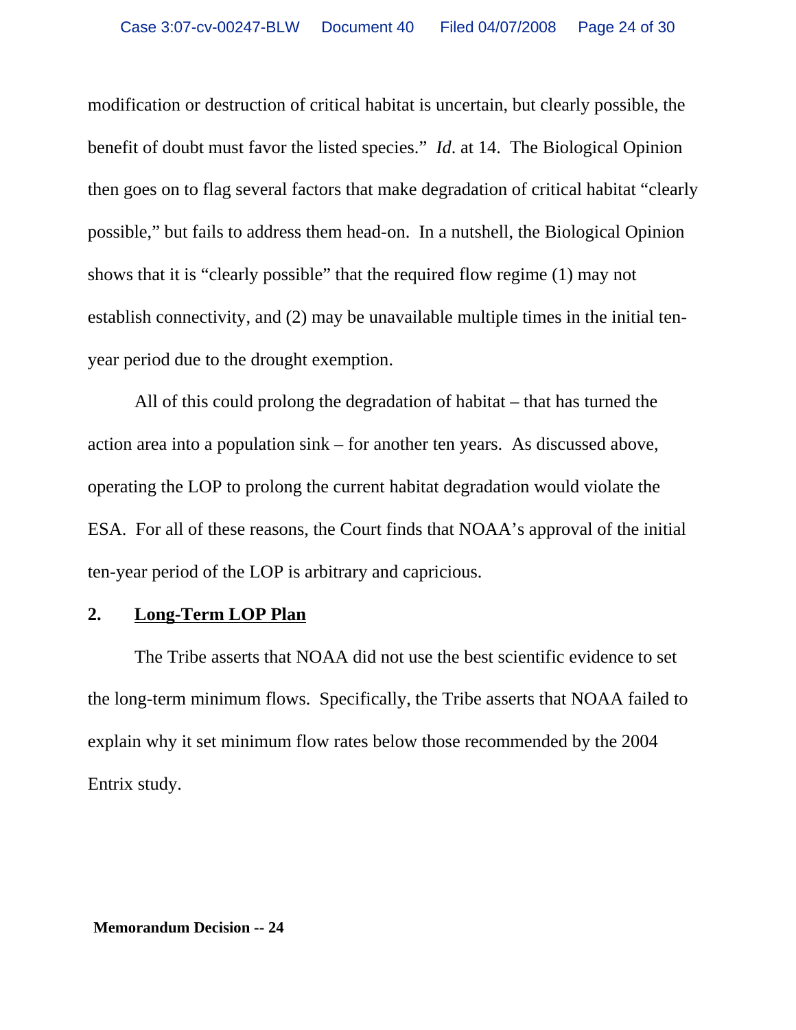modification or destruction of critical habitat is uncertain, but clearly possible, the benefit of doubt must favor the listed species." *Id*. at 14. The Biological Opinion then goes on to flag several factors that make degradation of critical habitat "clearly possible," but fails to address them head-on. In a nutshell, the Biological Opinion shows that it is "clearly possible" that the required flow regime (1) may not establish connectivity, and (2) may be unavailable multiple times in the initial ten-year period due to the drought exemption.

All of this could prolong the degradation of habitat – that has turned the action area into a population sink – for another ten years. As discussed above, operating the LOP to prolong the current habitat degradation would violate the ESA. For all of these reasons, the Court finds that NOAA's approval of the initial ten-year period of the LOP is arbitrary and capricious.

**2. <u>Long-Term LOP Plan</u>**

The Tribe asserts that NOAA did not use the best scientific evidence to set the long-term minimum flows. Specifically, the Tribe asserts that NOAA failed to explain why it set minimum flow rates below those recommended by the 2004 Entrix study.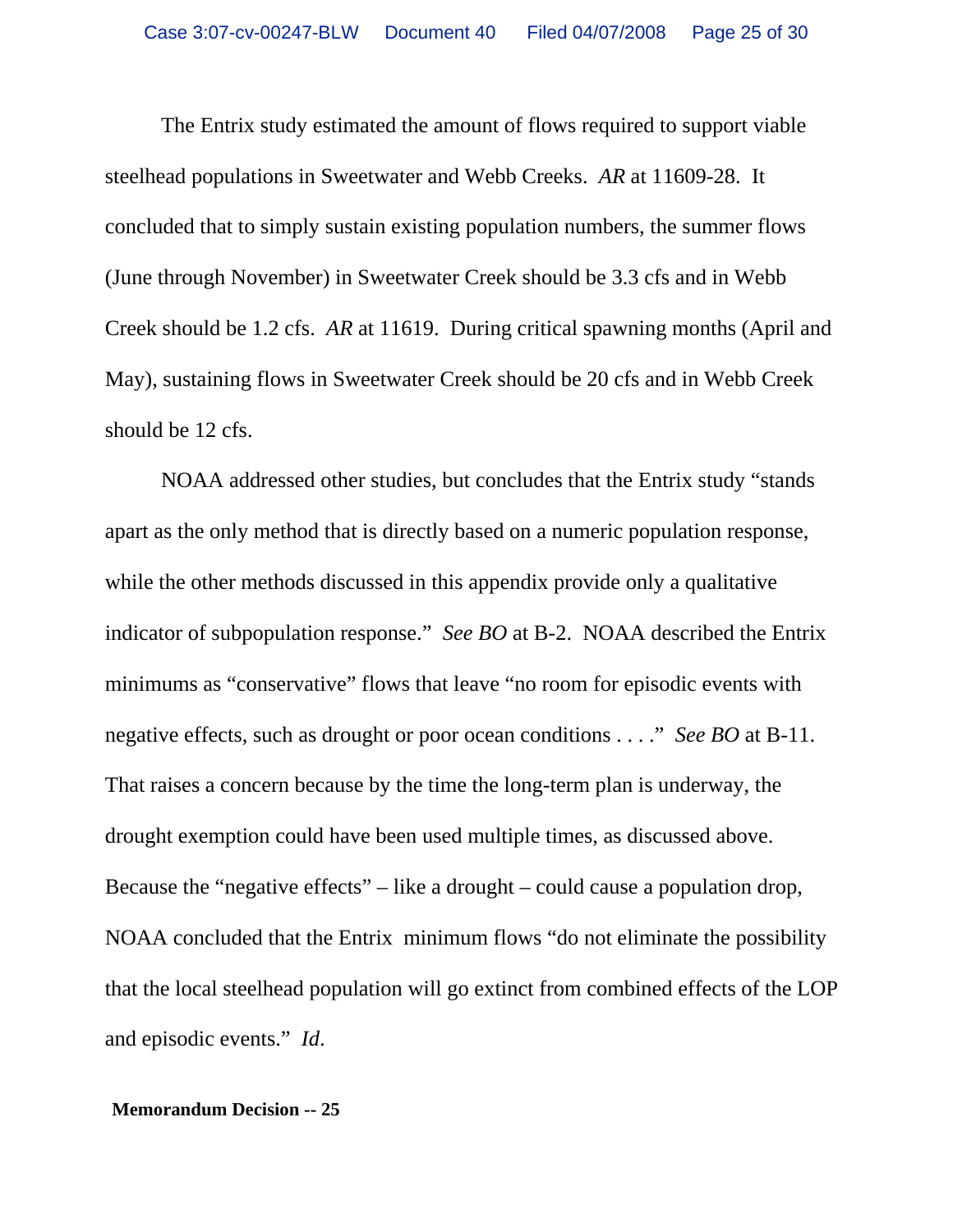The Entrix study estimated the amount of flows required to support viable steelhead populations in Sweetwater and Webb Creeks. *AR* at 11609-28. It concluded that to simply sustain existing population numbers, the summer flows (June through November) in Sweetwater Creek should be 3.3 cfs and in Webb Creek should be 1.2 cfs. *AR* at 11619. During critical spawning months (April and May), sustaining flows in Sweetwater Creek should be 20 cfs and in Webb Creek should be 12 cfs.

NOAA addressed other studies, but concludes that the Entrix study "stands apart as the only method that is directly based on a numeric population response, while the other methods discussed in this appendix provide only a qualitative indicator of subpopulation response." *See BO* at B-2. NOAA described the Entrix minimums as "conservative" flows that leave "no room for episodic events with negative effects, such as drought or poor ocean conditions . . . ." *See BO* at B-11. That raises a concern because by the time the long-term plan is underway, the drought exemption could have been used multiple times, as discussed above. Because the "negative effects" – like a drought – could cause a population drop, NOAA concluded that the Entrix minimum flows "do not eliminate the possibility that the local steelhead population will go extinct from combined effects of the LOP and episodic events." *Id*.

**Memorandum Decision -- 25**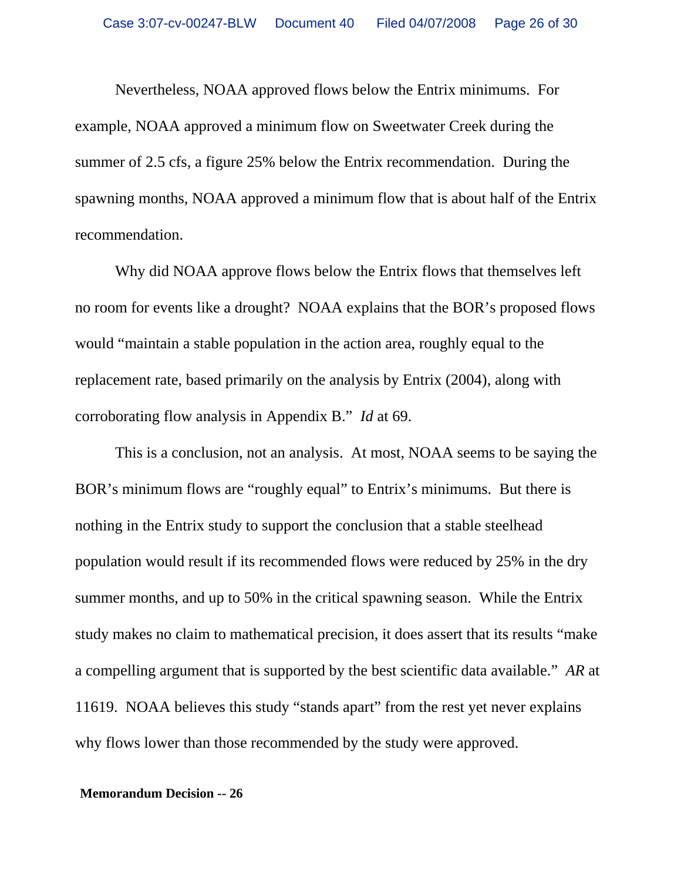Nevertheless, NOAA approved flows below the Entrix minimums. For example, NOAA approved a minimum flow on Sweetwater Creek during the summer of 2.5 cfs, a figure 25% below the Entrix recommendation. During the spawning months, NOAA approved a minimum flow that is about half of the Entrix recommendation.

Why did NOAA approve flows below the Entrix flows that themselves left no room for events like a drought? NOAA explains that the BOR's proposed flows would "maintain a stable population in the action area, roughly equal to the replacement rate, based primarily on the analysis by Entrix (2004), along with corroborating flow analysis in Appendix B." *Id* at 69.

This is a conclusion, not an analysis. At most, NOAA seems to be saying the BOR's minimum flows are "roughly equal" to Entrix's minimums. But there is nothing in the Entrix study to support the conclusion that a stable steelhead population would result if its recommended flows were reduced by 25% in the dry summer months, and up to 50% in the critical spawning season. While the Entrix study makes no claim to mathematical precision, it does assert that its results "make a compelling argument that is supported by the best scientific data available." *AR* at 11619. NOAA believes this study "stands apart" from the rest yet never explains why flows lower than those recommended by the study were approved.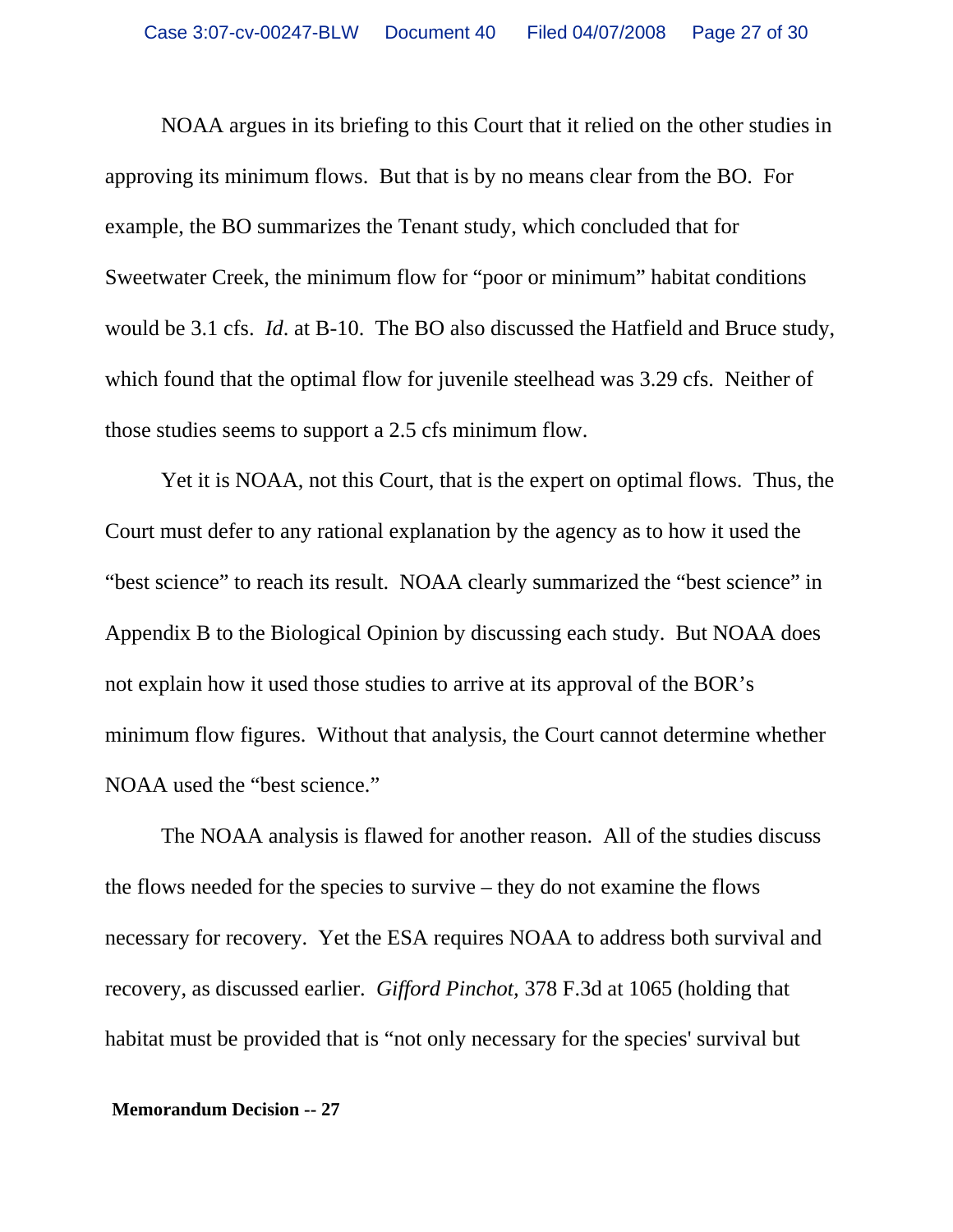NOAA argues in its briefing to this Court that it relied on the other studies in approving its minimum flows. But that is by no means clear from the BO. For example, the BO summarizes the Tenant study, which concluded that for Sweetwater Creek, the minimum flow for "poor or minimum" habitat conditions would be 3.1 cfs. *Id*. at B-10. The BO also discussed the Hatfield and Bruce study, which found that the optimal flow for juvenile steelhead was 3.29 cfs. Neither of those studies seems to support a 2.5 cfs minimum flow.

Yet it is NOAA, not this Court, that is the expert on optimal flows. Thus, the Court must defer to any rational explanation by the agency as to how it used the "best science" to reach its result. NOAA clearly summarized the "best science" in Appendix B to the Biological Opinion by discussing each study. But NOAA does not explain how it used those studies to arrive at its approval of the BOR's minimum flow figures. Without that analysis, the Court cannot determine whether NOAA used the "best science."

The NOAA analysis is flawed for another reason. All of the studies discuss the flows needed for the species to survive – they do not examine the flows necessary for recovery. Yet the ESA requires NOAA to address both survival and recovery, as discussed earlier. *Gifford Pinchot*, 378 F.3d at 1065 (holding that habitat must be provided that is "not only necessary for the species' survival but

**Memorandum Decision -- 27**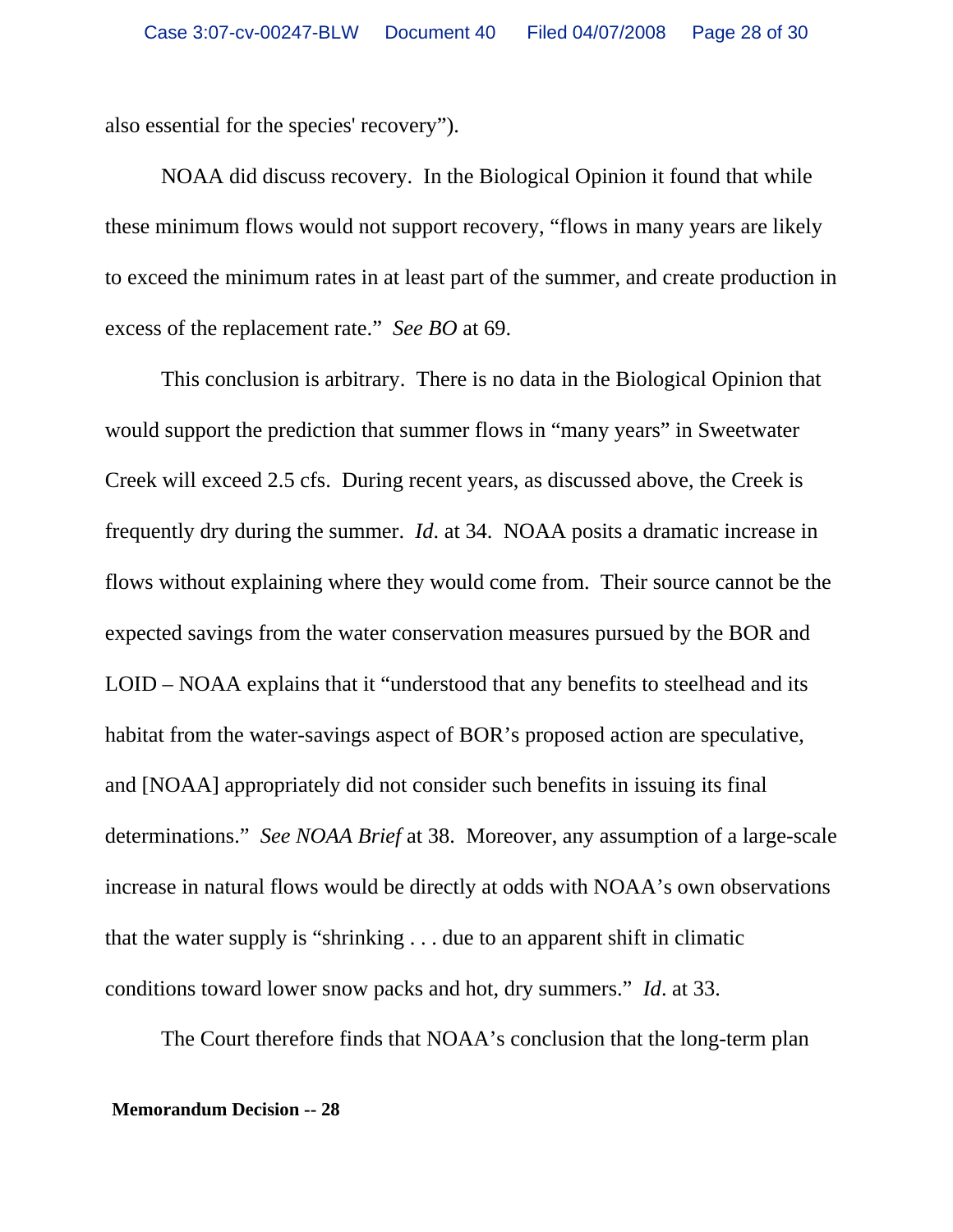also essential for the species' recovery").

NOAA did discuss recovery. In the Biological Opinion it found that while these minimum flows would not support recovery, "flows in many years are likely to exceed the minimum rates in at least part of the summer, and create production in excess of the replacement rate." *See BO* at 69.

This conclusion is arbitrary. There is no data in the Biological Opinion that would support the prediction that summer flows in "many years" in Sweetwater Creek will exceed 2.5 cfs. During recent years, as discussed above, the Creek is frequently dry during the summer. *Id*. at 34. NOAA posits a dramatic increase in flows without explaining where they would come from. Their source cannot be the expected savings from the water conservation measures pursued by the BOR and LOID – NOAA explains that it "understood that any benefits to steelhead and its habitat from the water-savings aspect of BOR's proposed action are speculative, and [NOAA] appropriately did not consider such benefits in issuing its final determinations." *See NOAA Brief* at 38. Moreover, any assumption of a large-scale increase in natural flows would be directly at odds with NOAA's own observations that the water supply is "shrinking . . . due to an apparent shift in climatic conditions toward lower snow packs and hot, dry summers." *Id*. at 33.

The Court therefore finds that NOAA's conclusion that the long-term plan

**Memorandum Decision -- 28**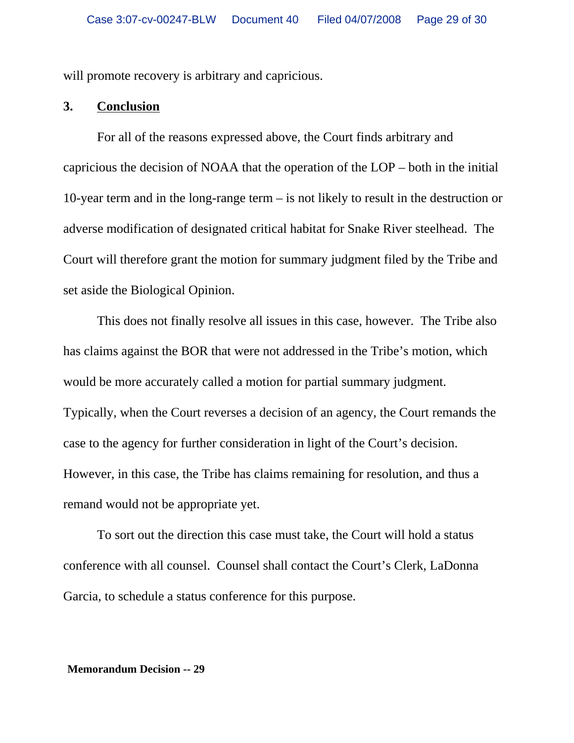will promote recovery is arbitrary and capricious.

### 3. <u>Conclusion</u>

For all of the reasons expressed above, the Court finds arbitrary and capricious the decision of NOAA that the operation of the LOP – both in the initial 10-year term and in the long-range term – is not likely to result in the destruction or adverse modification of designated critical habitat for Snake River steelhead. The Court will therefore grant the motion for summary judgment filed by the Tribe and set aside the Biological Opinion.

This does not finally resolve all issues in this case, however. The Tribe also has claims against the BOR that were not addressed in the Tribe's motion, which would be more accurately called a motion for partial summary judgment. Typically, when the Court reverses a decision of an agency, the Court remands the case to the agency for further consideration in light of the Court's decision. However, in this case, the Tribe has claims remaining for resolution, and thus a remand would not be appropriate yet.

To sort out the direction this case must take, the Court will hold a status conference with all counsel. Counsel shall contact the Court's Clerk, LaDonna Garcia, to schedule a status conference for this purpose.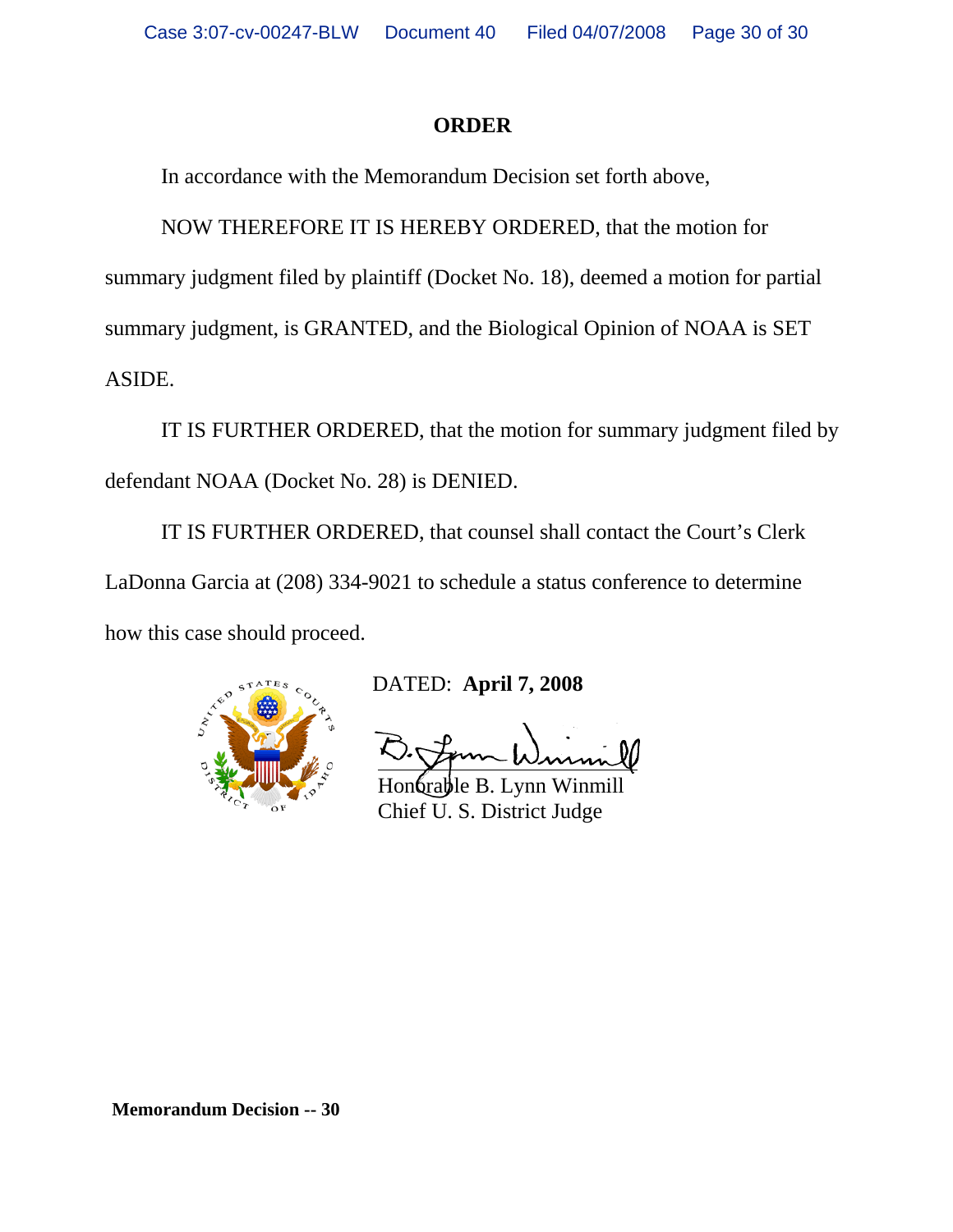## ORDER

In accordance with the Memorandum Decision set forth above,

NOW THEREFORE IT IS HEREBY ORDERED, that the motion for summary judgment filed by plaintiff (Docket No. 18), deemed a motion for partial summary judgment, is GRANTED, and the Biological Opinion of NOAA is SET ASIDE.

IT IS FURTHER ORDERED, that the motion for summary judgment filed by defendant NOAA (Docket No. 28) is DENIED.

IT IS FURTHER ORDERED, that counsel shall contact the Court's Clerk LaDonna Garcia at (208) 334-9021 to schedule a status conference to determine how this case should proceed.

DATED: **April 7, 2008**

Honorable B. Lynn Winmill
Chief U. S. District Judge